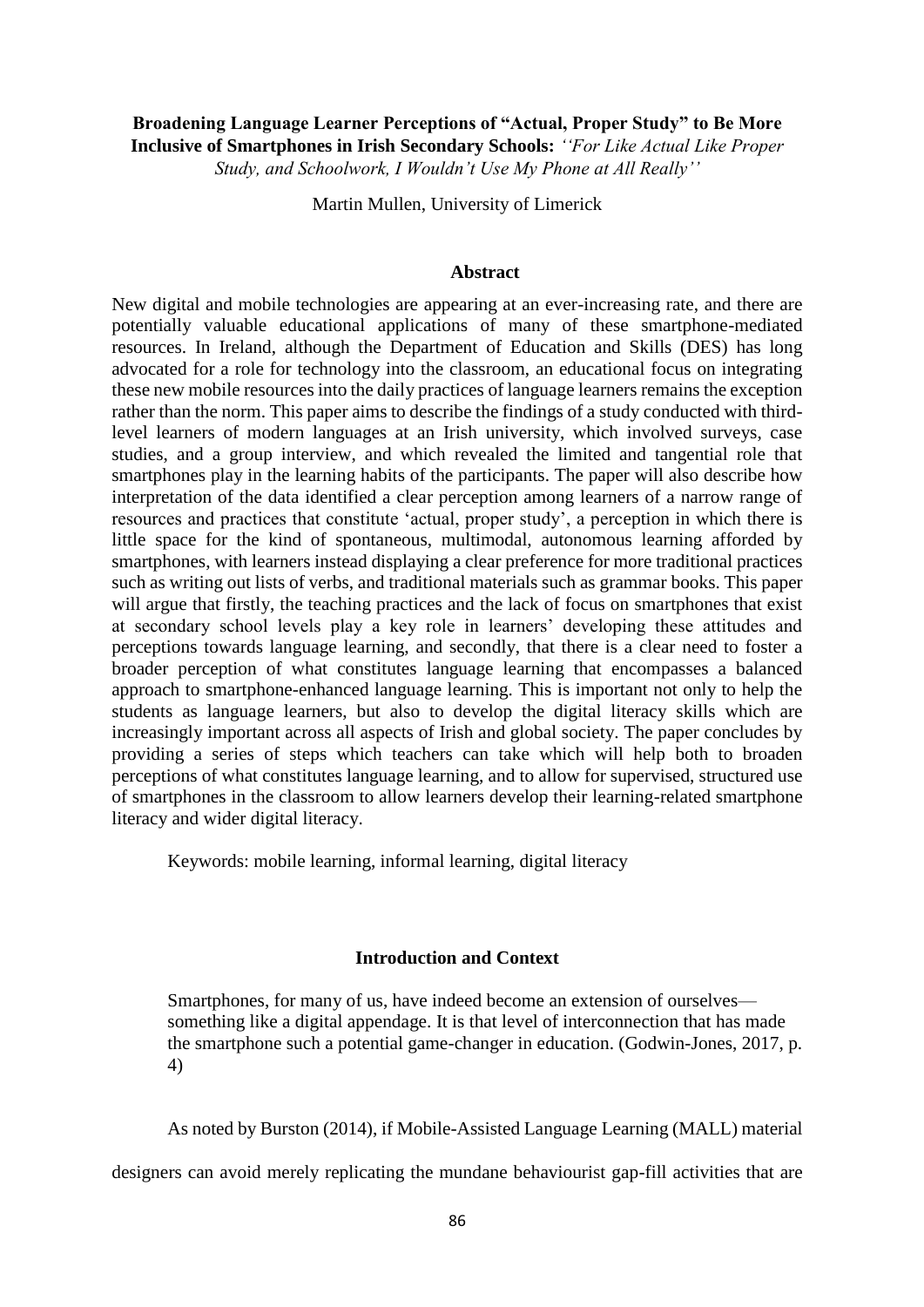**Broadening Language Learner Perceptions of "Actual, Proper Study" to Be More Inclusive of Smartphones in Irish Secondary Schools:** *''For Like Actual Like Proper Study, and Schoolwork, I Wouldn't Use My Phone at All Really''*

Martin Mullen, University of Limerick

## Abstract

New digital and mobile technologies are appearing at an ever-increasing rate, and there are potentially valuable educational applications of many of these smartphone-mediated resources. In Ireland, although the Department of Education and Skills (DES) has long advocated for a role for technology into the classroom, an educational focus on integrating these new mobile resources into the daily practices of language learners remains the exception rather than the norm. This paper aims to describe the findings of a study conducted with third-level learners of modern languages at an Irish university, which involved surveys, case studies, and a group interview, and which revealed the limited and tangential role that smartphones play in the learning habits of the participants. The paper will also describe how interpretation of the data identified a clear perception among learners of a narrow range of resources and practices that constitute 'actual, proper study', a perception in which there is little space for the kind of spontaneous, multimodal, autonomous learning afforded by smartphones, with learners instead displaying a clear preference for more traditional practices such as writing out lists of verbs, and traditional materials such as grammar books. This paper will argue that firstly, the teaching practices and the lack of focus on smartphones that exist at secondary school levels play a key role in learners' developing these attitudes and perceptions towards language learning, and secondly, that there is a clear need to foster a broader perception of what constitutes language learning that encompasses a balanced approach to smartphone-enhanced language learning. This is important not only to help the students as language learners, but also to develop the digital literacy skills which are increasingly important across all aspects of Irish and global society. The paper concludes by providing a series of steps which teachers can take which will help both to broaden perceptions of what constitutes language learning, and to allow for supervised, structured use of smartphones in the classroom to allow learners develop their learning-related smartphone literacy and wider digital literacy.

Keywords: mobile learning, informal learning, digital literacy

## Introduction and Context

> Smartphones, for many of us, have indeed become an extension of ourselves—something like a digital appendage. It is that level of interconnection that has made the smartphone such a potential game-changer in education. (Godwin-Jones, 2017, p. 4)

As noted by Burston (2014), if Mobile-Assisted Language Learning (MALL) material designers can avoid merely replicating the mundane behaviourist gap-fill activities that are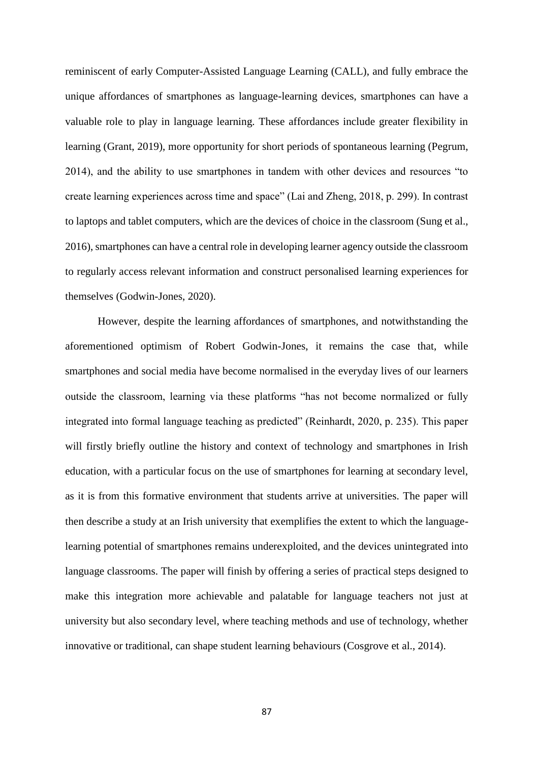reminiscent of early Computer-Assisted Language Learning (CALL), and fully embrace the unique affordances of smartphones as language-learning devices, smartphones can have a valuable role to play in language learning. These affordances include greater flexibility in learning (Grant, 2019), more opportunity for short periods of spontaneous learning (Pegrum, 2014), and the ability to use smartphones in tandem with other devices and resources "to create learning experiences across time and space" (Lai and Zheng, 2018, p. 299). In contrast to laptops and tablet computers, which are the devices of choice in the classroom (Sung et al., 2016), smartphones can have a central role in developing learner agency outside the classroom to regularly access relevant information and construct personalised learning experiences for themselves (Godwin-Jones, 2020).

However, despite the learning affordances of smartphones, and notwithstanding the aforementioned optimism of Robert Godwin-Jones, it remains the case that, while smartphones and social media have become normalised in the everyday lives of our learners outside the classroom, learning via these platforms "has not become normalized or fully integrated into formal language teaching as predicted" (Reinhardt, 2020, p. 235). This paper will firstly briefly outline the history and context of technology and smartphones in Irish education, with a particular focus on the use of smartphones for learning at secondary level, as it is from this formative environment that students arrive at universities. The paper will then describe a study at an Irish university that exemplifies the extent to which the language-learning potential of smartphones remains underexploited, and the devices unintegrated into language classrooms. The paper will finish by offering a series of practical steps designed to make this integration more achievable and palatable for language teachers not just at university but also secondary level, where teaching methods and use of technology, whether innovative or traditional, can shape student learning behaviours (Cosgrove et al., 2014).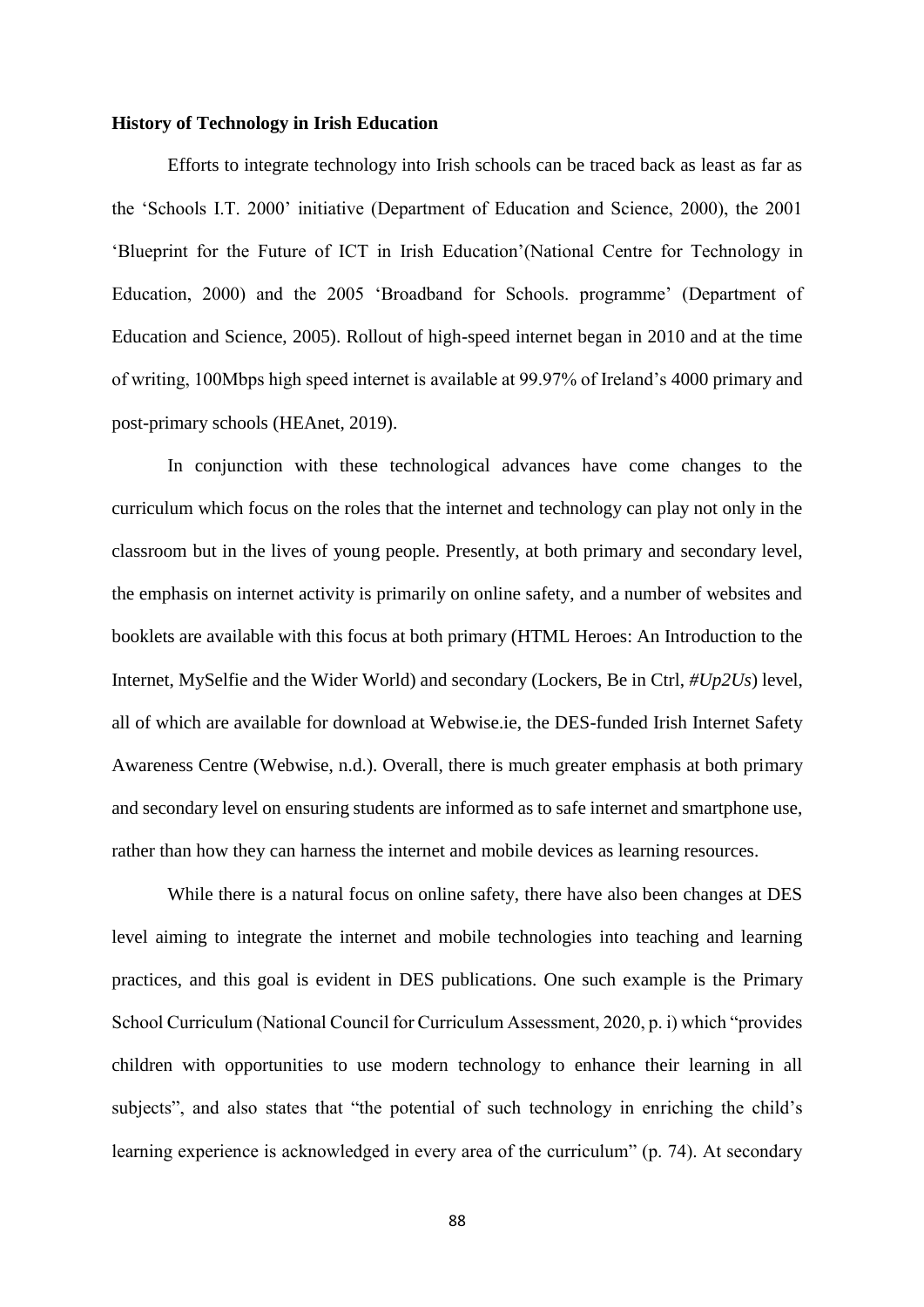**History of Technology in Irish Education**

Efforts to integrate technology into Irish schools can be traced back as least as far as the 'Schools I.T. 2000' initiative (Department of Education and Science, 2000), the 2001 'Blueprint for the Future of ICT in Irish Education'(National Centre for Technology in Education, 2000) and the 2005 'Broadband for Schools. programme' (Department of Education and Science, 2005). Rollout of high-speed internet began in 2010 and at the time of writing, 100Mbps high speed internet is available at 99.97% of Ireland's 4000 primary and post-primary schools (HEAnet, 2019).

In conjunction with these technological advances have come changes to the curriculum which focus on the roles that the internet and technology can play not only in the classroom but in the lives of young people. Presently, at both primary and secondary level, the emphasis on internet activity is primarily on online safety, and a number of websites and booklets are available with this focus at both primary (HTML Heroes: An Introduction to the Internet, MySelfie and the Wider World) and secondary (Lockers, Be in Ctrl, *#Up2Us*) level, all of which are available for download at Webwise.ie, the DES-funded Irish Internet Safety Awareness Centre (Webwise, n.d.). Overall, there is much greater emphasis at both primary and secondary level on ensuring students are informed as to safe internet and smartphone use, rather than how they can harness the internet and mobile devices as learning resources.

While there is a natural focus on online safety, there have also been changes at DES level aiming to integrate the internet and mobile technologies into teaching and learning practices, and this goal is evident in DES publications. One such example is the Primary School Curriculum (National Council for Curriculum Assessment, 2020, p. i) which "provides children with opportunities to use modern technology to enhance their learning in all subjects", and also states that "the potential of such technology in enriching the child's learning experience is acknowledged in every area of the curriculum" (p. 74). At secondary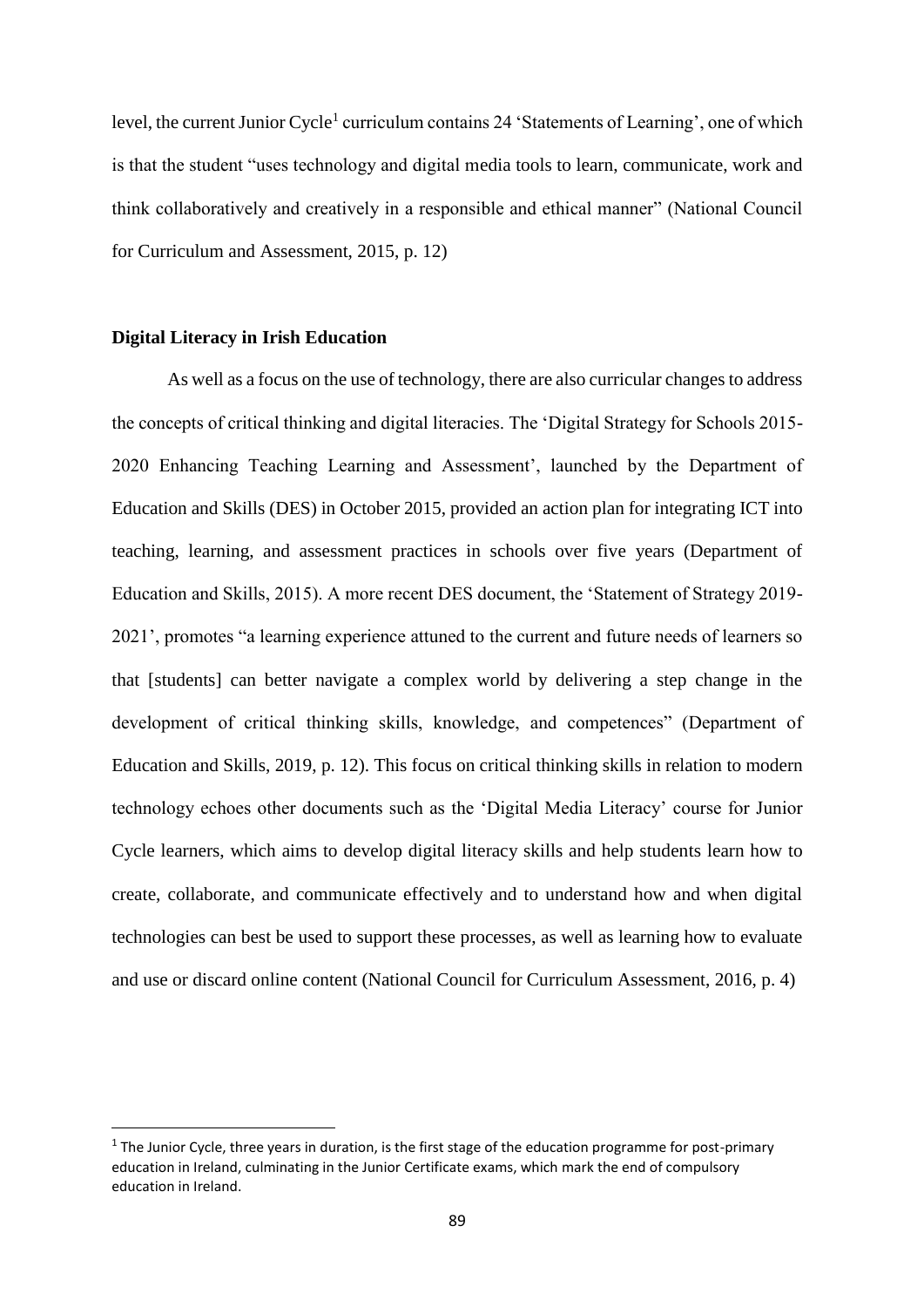level, the current Junior Cycle[1] curriculum contains 24 'Statements of Learning', one of which is that the student "uses technology and digital media tools to learn, communicate, work and think collaboratively and creatively in a responsible and ethical manner" (National Council for Curriculum and Assessment, 2015, p. 12)

**Digital Literacy in Irish Education**

As well as a focus on the use of technology, there are also curricular changes to address the concepts of critical thinking and digital literacies. The 'Digital Strategy for Schools 2015-2020 Enhancing Teaching Learning and Assessment', launched by the Department of Education and Skills (DES) in October 2015, provided an action plan for integrating ICT into teaching, learning, and assessment practices in schools over five years (Department of Education and Skills, 2015). A more recent DES document, the 'Statement of Strategy 2019-2021', promotes "a learning experience attuned to the current and future needs of learners so that [students] can better navigate a complex world by delivering a step change in the development of critical thinking skills, knowledge, and competences" (Department of Education and Skills, 2019, p. 12). This focus on critical thinking skills in relation to modern technology echoes other documents such as the 'Digital Media Literacy' course for Junior Cycle learners, which aims to develop digital literacy skills and help students learn how to create, collaborate, and communicate effectively and to understand how and when digital technologies can best be used to support these processes, as well as learning how to evaluate and use or discard online content (National Council for Curriculum Assessment, 2016, p. 4)

[1] The Junior Cycle, three years in duration, is the first stage of the education programme for post-primary education in Ireland, culminating in the Junior Certificate exams, which mark the end of compulsory education in Ireland.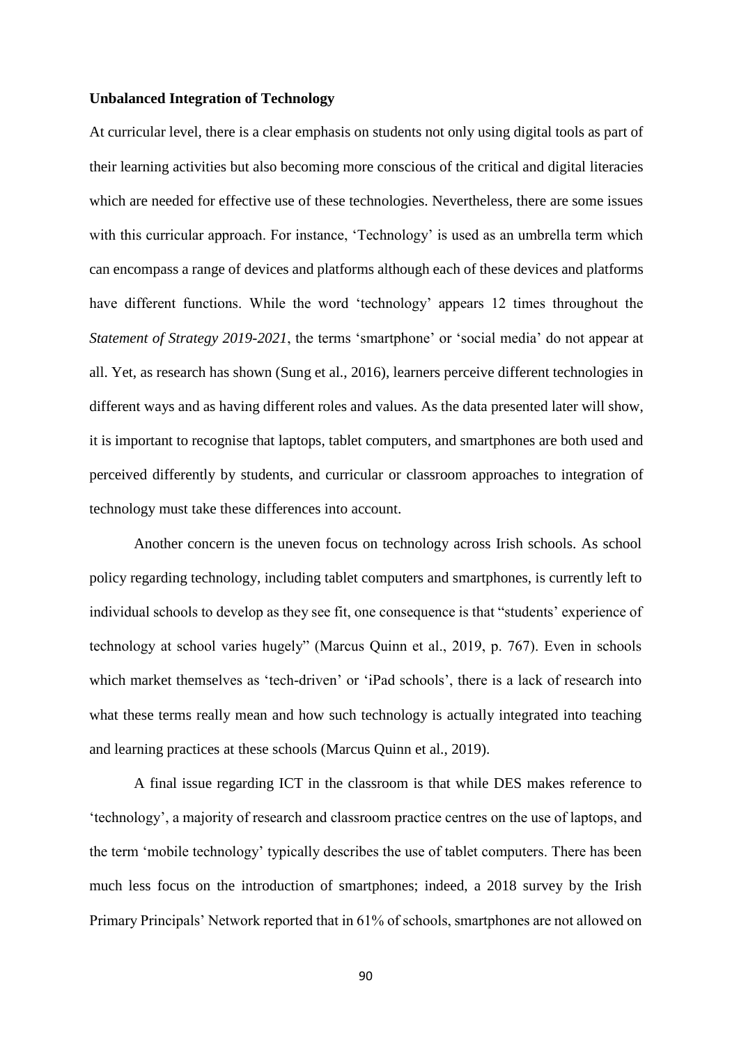**Unbalanced Integration of Technology**

At curricular level, there is a clear emphasis on students not only using digital tools as part of their learning activities but also becoming more conscious of the critical and digital literacies which are needed for effective use of these technologies. Nevertheless, there are some issues with this curricular approach. For instance, 'Technology' is used as an umbrella term which can encompass a range of devices and platforms although each of these devices and platforms have different functions. While the word 'technology' appears 12 times throughout the *Statement of Strategy 2019-2021*, the terms 'smartphone' or 'social media' do not appear at all. Yet, as research has shown (Sung et al., 2016), learners perceive different technologies in different ways and as having different roles and values. As the data presented later will show, it is important to recognise that laptops, tablet computers, and smartphones are both used and perceived differently by students, and curricular or classroom approaches to integration of technology must take these differences into account.

Another concern is the uneven focus on technology across Irish schools. As school policy regarding technology, including tablet computers and smartphones, is currently left to individual schools to develop as they see fit, one consequence is that "students' experience of technology at school varies hugely" (Marcus Quinn et al., 2019, p. 767). Even in schools which market themselves as 'tech-driven' or 'iPad schools', there is a lack of research into what these terms really mean and how such technology is actually integrated into teaching and learning practices at these schools (Marcus Quinn et al., 2019).

A final issue regarding ICT in the classroom is that while DES makes reference to 'technology', a majority of research and classroom practice centres on the use of laptops, and the term 'mobile technology' typically describes the use of tablet computers. There has been much less focus on the introduction of smartphones; indeed, a 2018 survey by the Irish Primary Principals' Network reported that in 61% of schools, smartphones are not allowed on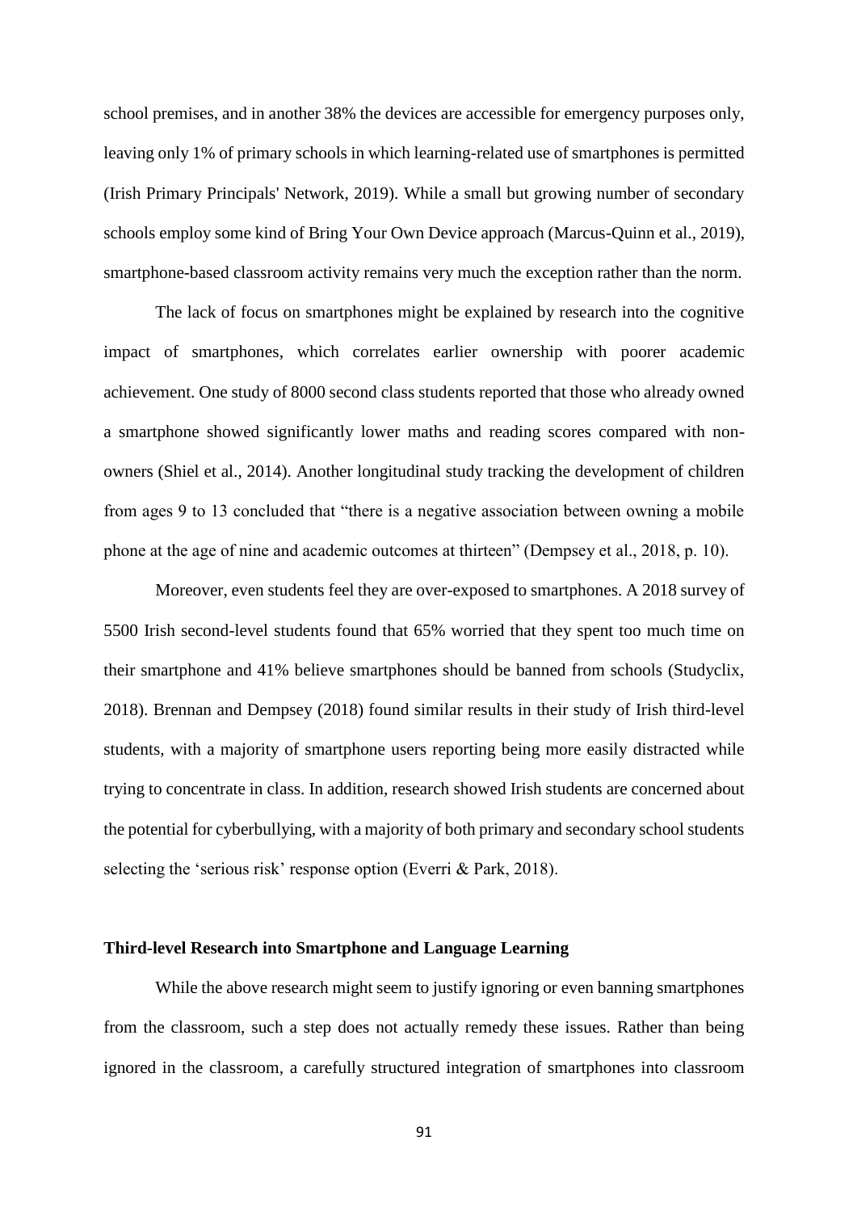school premises, and in another 38% the devices are accessible for emergency purposes only, leaving only 1% of primary schools in which learning-related use of smartphones is permitted (Irish Primary Principals' Network, 2019). While a small but growing number of secondary schools employ some kind of Bring Your Own Device approach (Marcus-Quinn et al., 2019), smartphone-based classroom activity remains very much the exception rather than the norm.

The lack of focus on smartphones might be explained by research into the cognitive impact of smartphones, which correlates earlier ownership with poorer academic achievement. One study of 8000 second class students reported that those who already owned a smartphone showed significantly lower maths and reading scores compared with non-owners (Shiel et al., 2014). Another longitudinal study tracking the development of children from ages 9 to 13 concluded that "there is a negative association between owning a mobile phone at the age of nine and academic outcomes at thirteen" (Dempsey et al., 2018, p. 10).

Moreover, even students feel they are over-exposed to smartphones. A 2018 survey of 5500 Irish second-level students found that 65% worried that they spent too much time on their smartphone and 41% believe smartphones should be banned from schools (Studyclix, 2018). Brennan and Dempsey (2018) found similar results in their study of Irish third-level students, with a majority of smartphone users reporting being more easily distracted while trying to concentrate in class. In addition, research showed Irish students are concerned about the potential for cyberbullying, with a majority of both primary and secondary school students selecting the 'serious risk' response option (Everri & Park, 2018).

### Third-level Research into Smartphone and Language Learning

While the above research might seem to justify ignoring or even banning smartphones from the classroom, such a step does not actually remedy these issues. Rather than being ignored in the classroom, a carefully structured integration of smartphones into classroom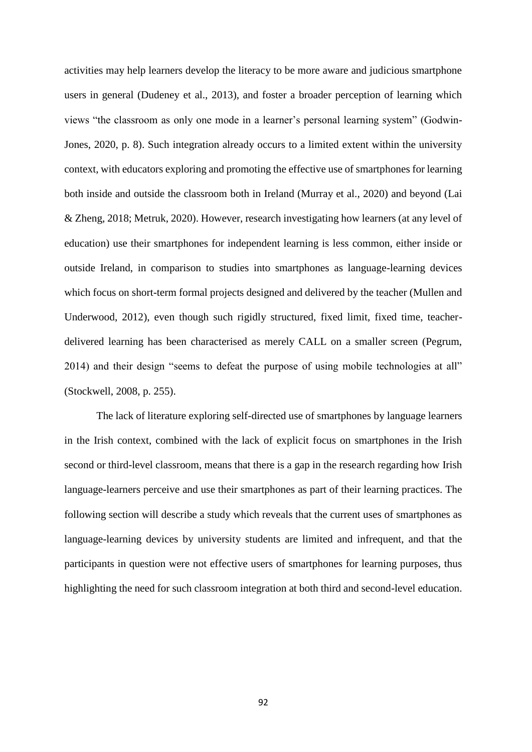activities may help learners develop the literacy to be more aware and judicious smartphone users in general (Dudeney et al., 2013), and foster a broader perception of learning which views "the classroom as only one mode in a learner's personal learning system" (Godwin-Jones, 2020, p. 8). Such integration already occurs to a limited extent within the university context, with educators exploring and promoting the effective use of smartphones for learning both inside and outside the classroom both in Ireland (Murray et al., 2020) and beyond (Lai & Zheng, 2018; Metruk, 2020). However, research investigating how learners (at any level of education) use their smartphones for independent learning is less common, either inside or outside Ireland, in comparison to studies into smartphones as language-learning devices which focus on short-term formal projects designed and delivered by the teacher (Mullen and Underwood, 2012), even though such rigidly structured, fixed limit, fixed time, teacher-delivered learning has been characterised as merely CALL on a smaller screen (Pegrum, 2014) and their design "seems to defeat the purpose of using mobile technologies at all" (Stockwell, 2008, p. 255).

The lack of literature exploring self-directed use of smartphones by language learners in the Irish context, combined with the lack of explicit focus on smartphones in the Irish second or third-level classroom, means that there is a gap in the research regarding how Irish language-learners perceive and use their smartphones as part of their learning practices. The following section will describe a study which reveals that the current uses of smartphones as language-learning devices by university students are limited and infrequent, and that the participants in question were not effective users of smartphones for learning purposes, thus highlighting the need for such classroom integration at both third and second-level education.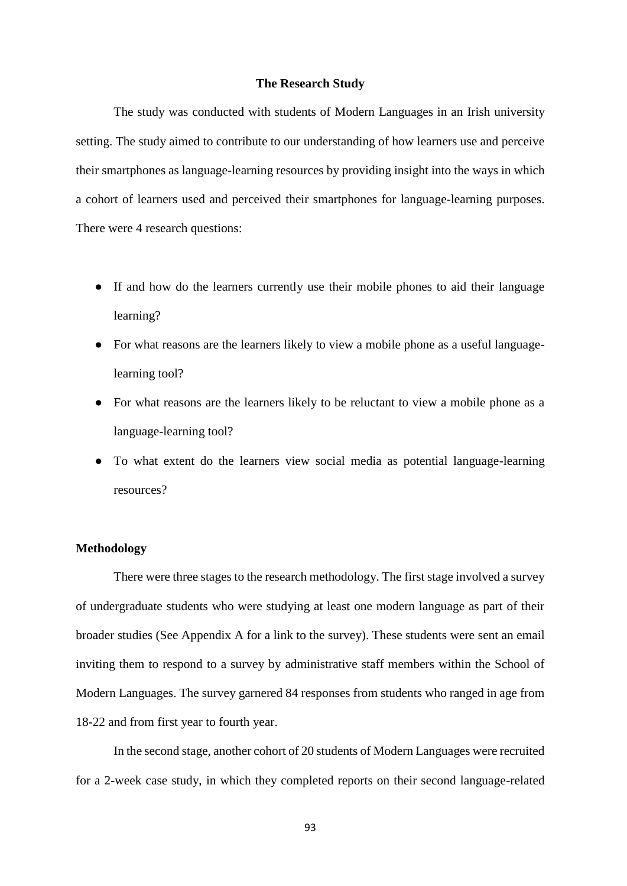## The Research Study

The study was conducted with students of Modern Languages in an Irish university setting. The study aimed to contribute to our understanding of how learners use and perceive their smartphones as language-learning resources by providing insight into the ways in which a cohort of learners used and perceived their smartphones for language-learning purposes. There were 4 research questions:

- If and how do the learners currently use their mobile phones to aid their language learning?
- For what reasons are the learners likely to view a mobile phone as a useful language-learning tool?
- For what reasons are the learners likely to be reluctant to view a mobile phone as a language-learning tool?
- To what extent do the learners view social media as potential language-learning resources?

### Methodology

There were three stages to the research methodology. The first stage involved a survey of undergraduate students who were studying at least one modern language as part of their broader studies (See Appendix A for a link to the survey). These students were sent an email inviting them to respond to a survey by administrative staff members within the School of Modern Languages. The survey garnered 84 responses from students who ranged in age from 18-22 and from first year to fourth year.

In the second stage, another cohort of 20 students of Modern Languages were recruited for a 2-week case study, in which they completed reports on their second language-related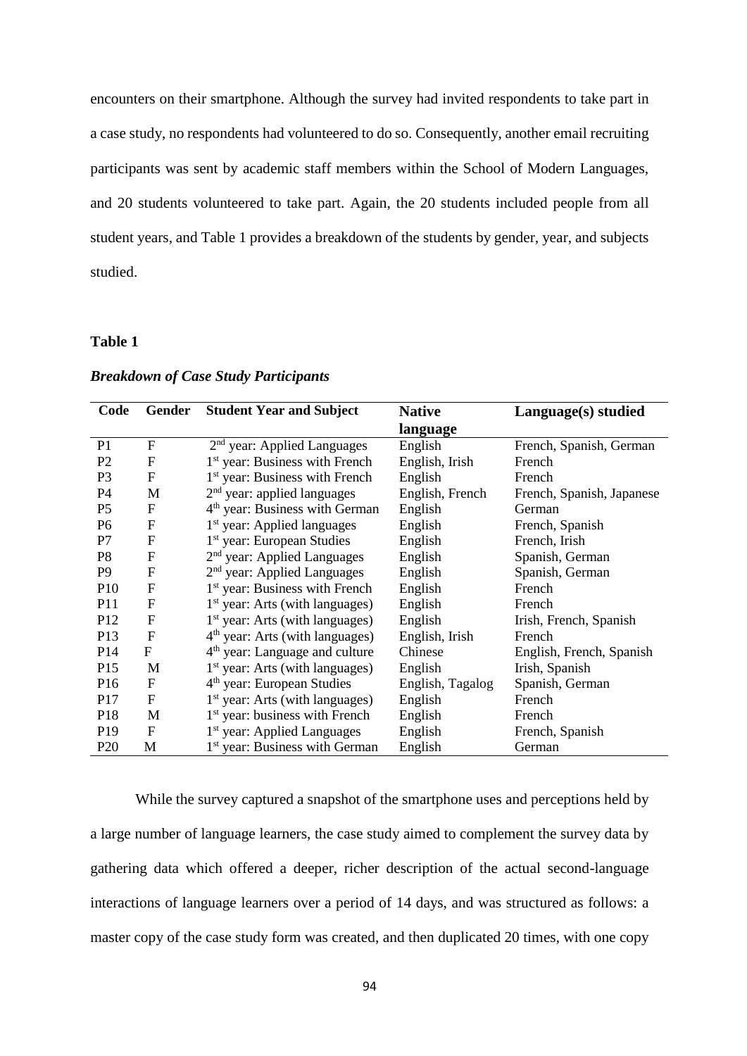encounters on their smartphone. Although the survey had invited respondents to take part in a case study, no respondents had volunteered to do so. Consequently, another email recruiting participants was sent by academic staff members within the School of Modern Languages, and 20 students volunteered to take part. Again, the 20 students included people from all student years, and Table 1 provides a breakdown of the students by gender, year, and subjects studied.

**Table 1**

***Breakdown of Case Study Participants***

| Code | Gender | Student Year and Subject | Native language | Language(s) studied |
|---|---|---|---|---|
| P1 | F | 2nd year: Applied Languages | English | French, Spanish, German |
| P2 | F | 1st year: Business with French | English, Irish | French |
| P3 | F | 1st year: Business with French | English | French |
| P4 | M | 2nd year: applied languages | English, French | French, Spanish, Japanese |
| P5 | F | 4th year: Business with German | English | German |
| P6 | F | 1st year: Applied languages | English | French, Spanish |
| P7 | F | 1st year: European Studies | English | French, Irish |
| P8 | F | 2nd year: Applied Languages | English | Spanish, German |
| P9 | F | 2nd year: Applied Languages | English | Spanish, German |
| P10 | F | 1st year: Business with French | English | French |
| P11 | F | 1st year: Arts (with languages) | English | French |
| P12 | F | 1st year: Arts (with languages) | English | Irish, French, Spanish |
| P13 | F | 4th year: Arts (with languages) | English, Irish | French |
| P14 | F | 4th year: Language and culture | Chinese | English, French, Spanish |
| P15 | M | 1st year: Arts (with languages) | English | Irish, Spanish |
| P16 | F | 4th year: European Studies | English, Tagalog | Spanish, German |
| P17 | F | 1st year: Arts (with languages) | English | French |
| P18 | M | 1st year: business with French | English | French |
| P19 | F | 1st year: Applied Languages | English | French, Spanish |
| P20 | M | 1st year: Business with German | English | German |

While the survey captured a snapshot of the smartphone uses and perceptions held by a large number of language learners, the case study aimed to complement the survey data by gathering data which offered a deeper, richer description of the actual second-language interactions of language learners over a period of 14 days, and was structured as follows: a master copy of the case study form was created, and then duplicated 20 times, with one copy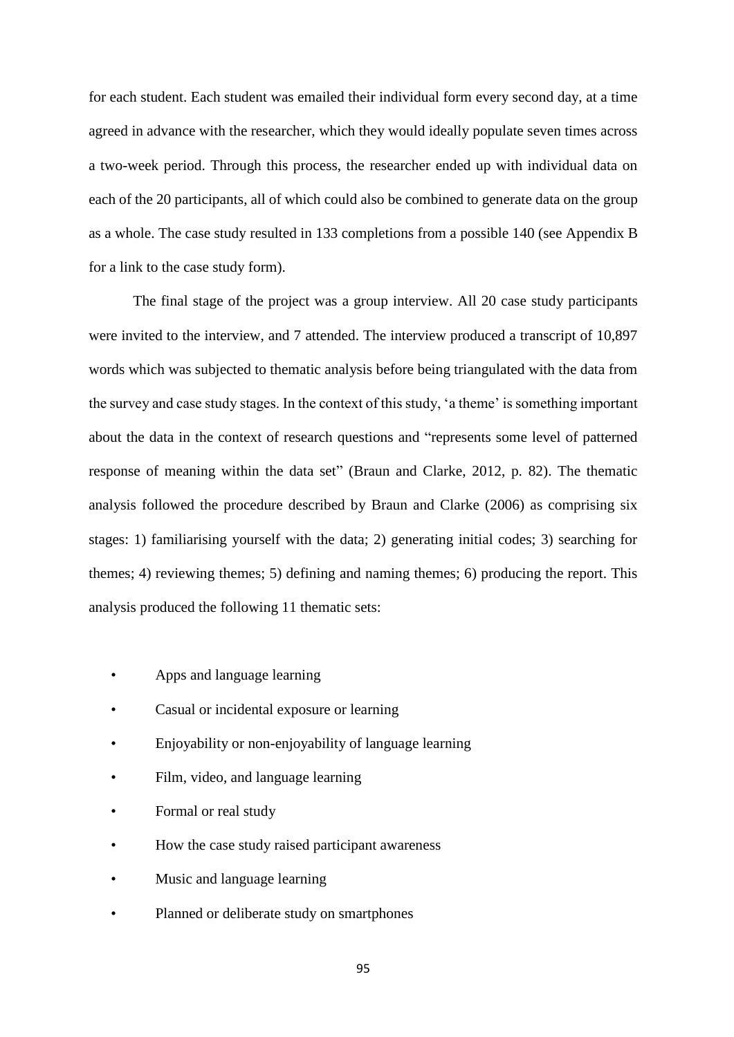for each student. Each student was emailed their individual form every second day, at a time agreed in advance with the researcher, which they would ideally populate seven times across a two-week period. Through this process, the researcher ended up with individual data on each of the 20 participants, all of which could also be combined to generate data on the group as a whole. The case study resulted in 133 completions from a possible 140 (see Appendix B for a link to the case study form).

The final stage of the project was a group interview. All 20 case study participants were invited to the interview, and 7 attended. The interview produced a transcript of 10,897 words which was subjected to thematic analysis before being triangulated with the data from the survey and case study stages. In the context of this study, 'a theme' is something important about the data in the context of research questions and "represents some level of patterned response of meaning within the data set" (Braun and Clarke, 2012, p. 82). The thematic analysis followed the procedure described by Braun and Clarke (2006) as comprising six stages: 1) familiarising yourself with the data; 2) generating initial codes; 3) searching for themes; 4) reviewing themes; 5) defining and naming themes; 6) producing the report. This analysis produced the following 11 thematic sets:

- Apps and language learning
- Casual or incidental exposure or learning
- Enjoyability or non-enjoyability of language learning
- Film, video, and language learning
- Formal or real study
- How the case study raised participant awareness
- Music and language learning
- Planned or deliberate study on smartphones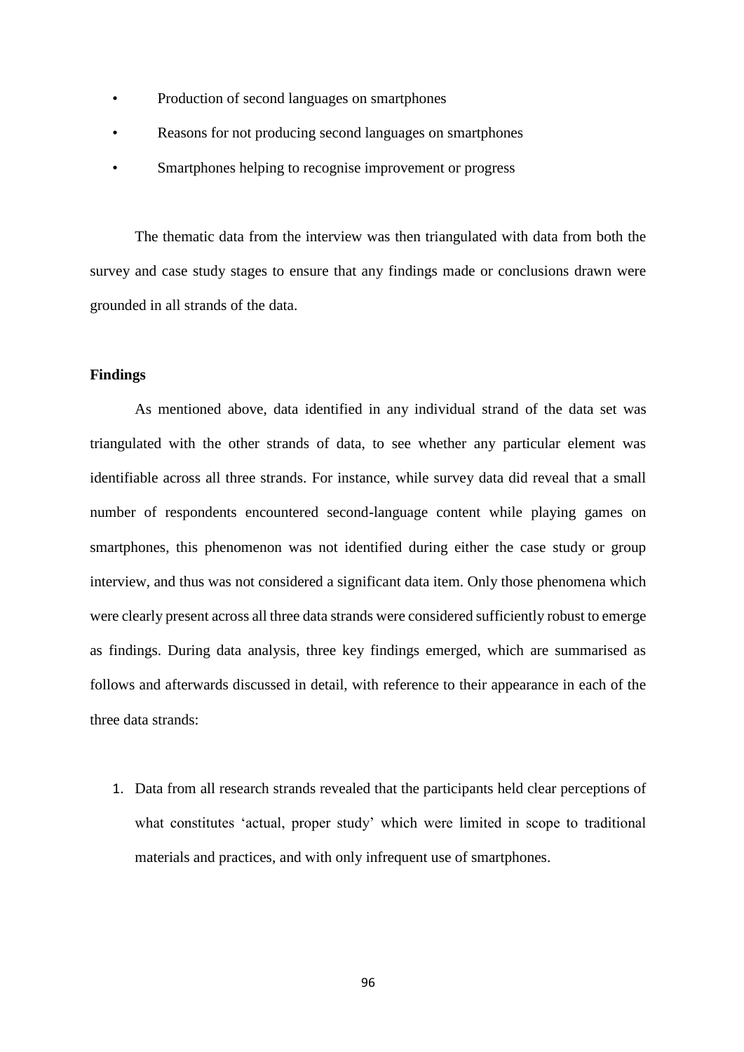- Production of second languages on smartphones
- Reasons for not producing second languages on smartphones
- Smartphones helping to recognise improvement or progress

The thematic data from the interview was then triangulated with data from both the survey and case study stages to ensure that any findings made or conclusions drawn were grounded in all strands of the data.

**Findings**

As mentioned above, data identified in any individual strand of the data set was triangulated with the other strands of data, to see whether any particular element was identifiable across all three strands. For instance, while survey data did reveal that a small number of respondents encountered second-language content while playing games on smartphones, this phenomenon was not identified during either the case study or group interview, and thus was not considered a significant data item. Only those phenomena which were clearly present across all three data strands were considered sufficiently robust to emerge as findings. During data analysis, three key findings emerged, which are summarised as follows and afterwards discussed in detail, with reference to their appearance in each of the three data strands:

1. Data from all research strands revealed that the participants held clear perceptions of what constitutes 'actual, proper study' which were limited in scope to traditional materials and practices, and with only infrequent use of smartphones.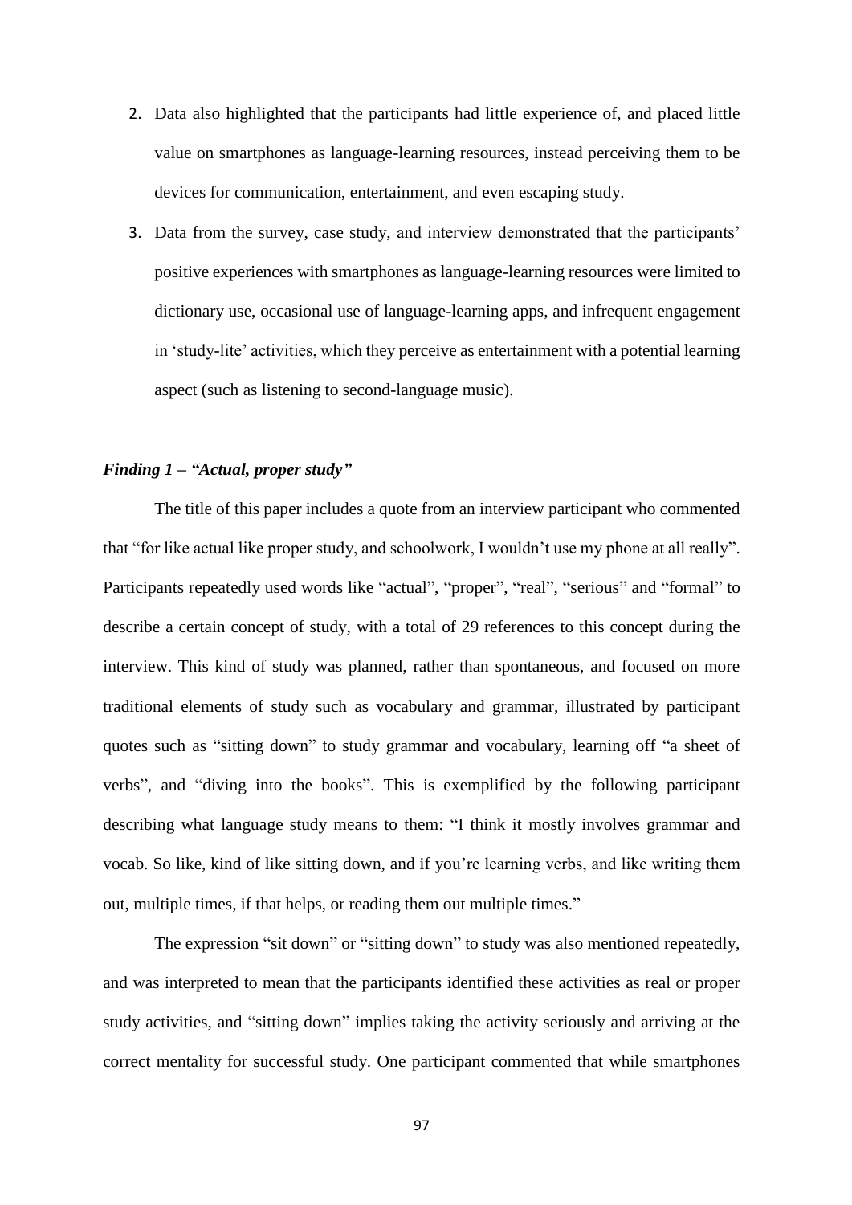2. Data also highlighted that the participants had little experience of, and placed little value on smartphones as language-learning resources, instead perceiving them to be devices for communication, entertainment, and even escaping study.
3. Data from the survey, case study, and interview demonstrated that the participants' positive experiences with smartphones as language-learning resources were limited to dictionary use, occasional use of language-learning apps, and infrequent engagement in 'study-lite' activities, which they perceive as entertainment with a potential learning aspect (such as listening to second-language music).

### *Finding 1 – "Actual, proper study"*

The title of this paper includes a quote from an interview participant who commented that "for like actual like proper study, and schoolwork, I wouldn't use my phone at all really". Participants repeatedly used words like "actual", "proper", "real", "serious" and "formal" to describe a certain concept of study, with a total of 29 references to this concept during the interview. This kind of study was planned, rather than spontaneous, and focused on more traditional elements of study such as vocabulary and grammar, illustrated by participant quotes such as "sitting down" to study grammar and vocabulary, learning off "a sheet of verbs", and "diving into the books". This is exemplified by the following participant describing what language study means to them: "I think it mostly involves grammar and vocab. So like, kind of like sitting down, and if you're learning verbs, and like writing them out, multiple times, if that helps, or reading them out multiple times."

The expression "sit down" or "sitting down" to study was also mentioned repeatedly, and was interpreted to mean that the participants identified these activities as real or proper study activities, and "sitting down" implies taking the activity seriously and arriving at the correct mentality for successful study. One participant commented that while smartphones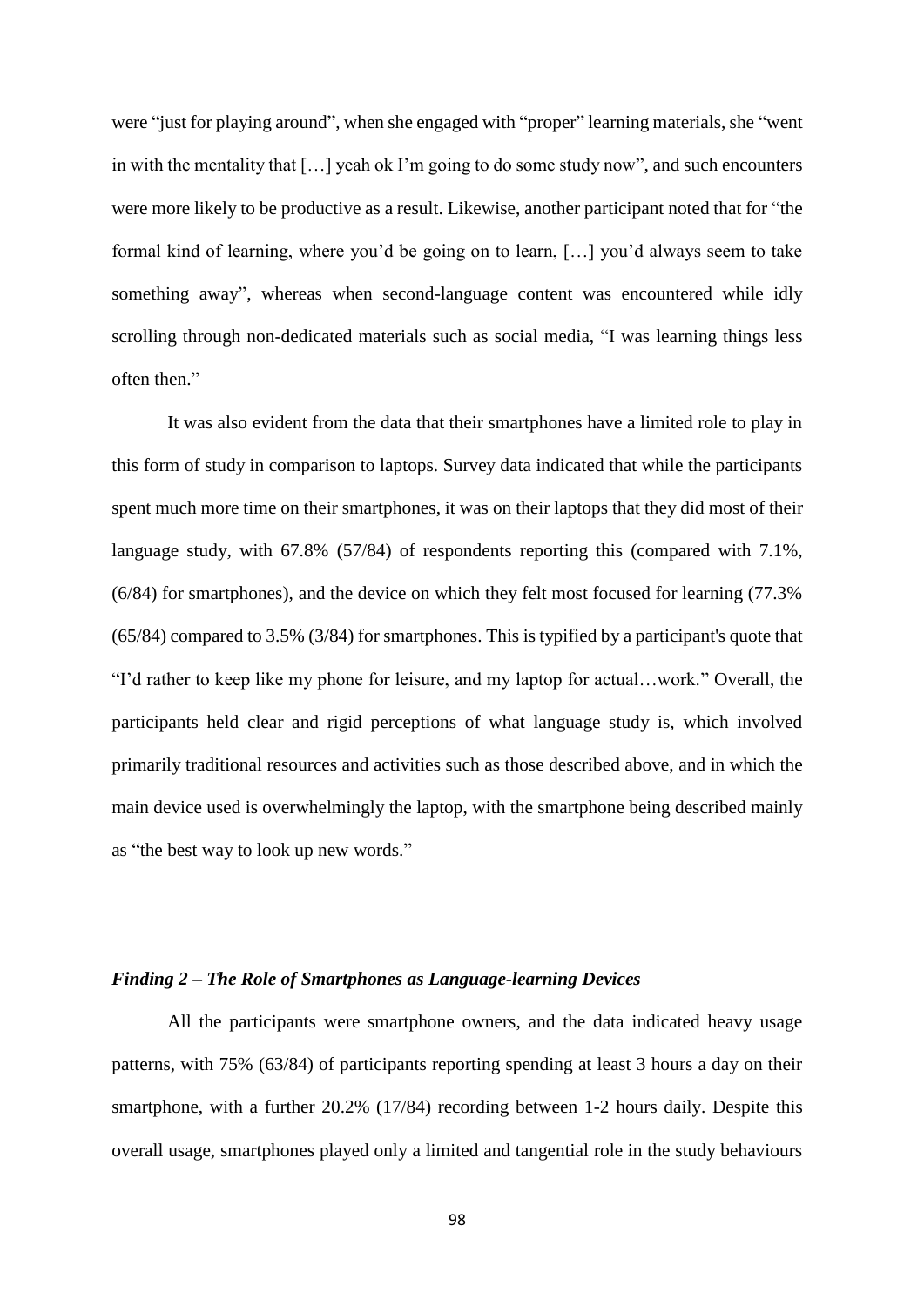were "just for playing around", when she engaged with "proper" learning materials, she "went in with the mentality that […] yeah ok I'm going to do some study now", and such encounters were more likely to be productive as a result. Likewise, another participant noted that for "the formal kind of learning, where you'd be going on to learn, […] you'd always seem to take something away", whereas when second-language content was encountered while idly scrolling through non-dedicated materials such as social media, "I was learning things less often then."

It was also evident from the data that their smartphones have a limited role to play in this form of study in comparison to laptops. Survey data indicated that while the participants spent much more time on their smartphones, it was on their laptops that they did most of their language study, with 67.8% (57/84) of respondents reporting this (compared with 7.1%, (6/84) for smartphones), and the device on which they felt most focused for learning (77.3% (65/84) compared to 3.5% (3/84) for smartphones. This is typified by a participant's quote that "I'd rather to keep like my phone for leisure, and my laptop for actual…work." Overall, the participants held clear and rigid perceptions of what language study is, which involved primarily traditional resources and activities such as those described above, and in which the main device used is overwhelmingly the laptop, with the smartphone being described mainly as "the best way to look up new words."

### *Finding 2 – The Role of Smartphones as Language-learning Devices*

All the participants were smartphone owners, and the data indicated heavy usage patterns, with 75% (63/84) of participants reporting spending at least 3 hours a day on their smartphone, with a further 20.2% (17/84) recording between 1-2 hours daily. Despite this overall usage, smartphones played only a limited and tangential role in the study behaviours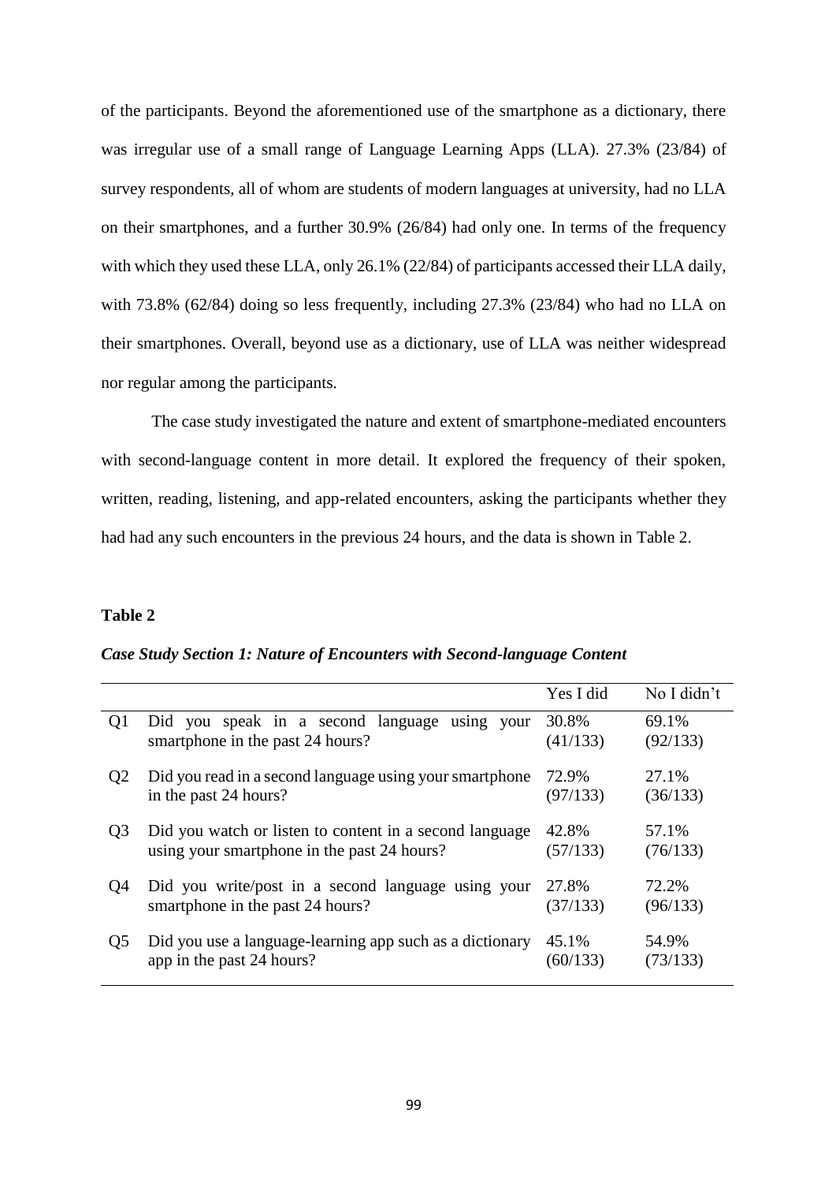of the participants. Beyond the aforementioned use of the smartphone as a dictionary, there was irregular use of a small range of Language Learning Apps (LLA). 27.3% (23/84) of survey respondents, all of whom are students of modern languages at university, had no LLA on their smartphones, and a further 30.9% (26/84) had only one. In terms of the frequency with which they used these LLA, only 26.1% (22/84) of participants accessed their LLA daily, with 73.8% (62/84) doing so less frequently, including 27.3% (23/84) who had no LLA on their smartphones. Overall, beyond use as a dictionary, use of LLA was neither widespread nor regular among the participants.

The case study investigated the nature and extent of smartphone-mediated encounters with second-language content in more detail. It explored the frequency of their spoken, written, reading, listening, and app-related encounters, asking the participants whether they had had any such encounters in the previous 24 hours, and the data is shown in Table 2.

**Table 2**

***Case Study Section 1: Nature of Encounters with Second-language Content***

| | | Yes I did | No I didn't |
|---|---|---|---|
| Q1 | Did you speak in a second language using your smartphone in the past 24 hours? | 30.8% (41/133) | 69.1% (92/133) |
| Q2 | Did you read in a second language using your smartphone in the past 24 hours? | 72.9% (97/133) | 27.1% (36/133) |
| Q3 | Did you watch or listen to content in a second language using your smartphone in the past 24 hours? | 42.8% (57/133) | 57.1% (76/133) |
| Q4 | Did you write/post in a second language using your smartphone in the past 24 hours? | 27.8% (37/133) | 72.2% (96/133) |
| Q5 | Did you use a language-learning app such as a dictionary app in the past 24 hours? | 45.1% (60/133) | 54.9% (73/133) |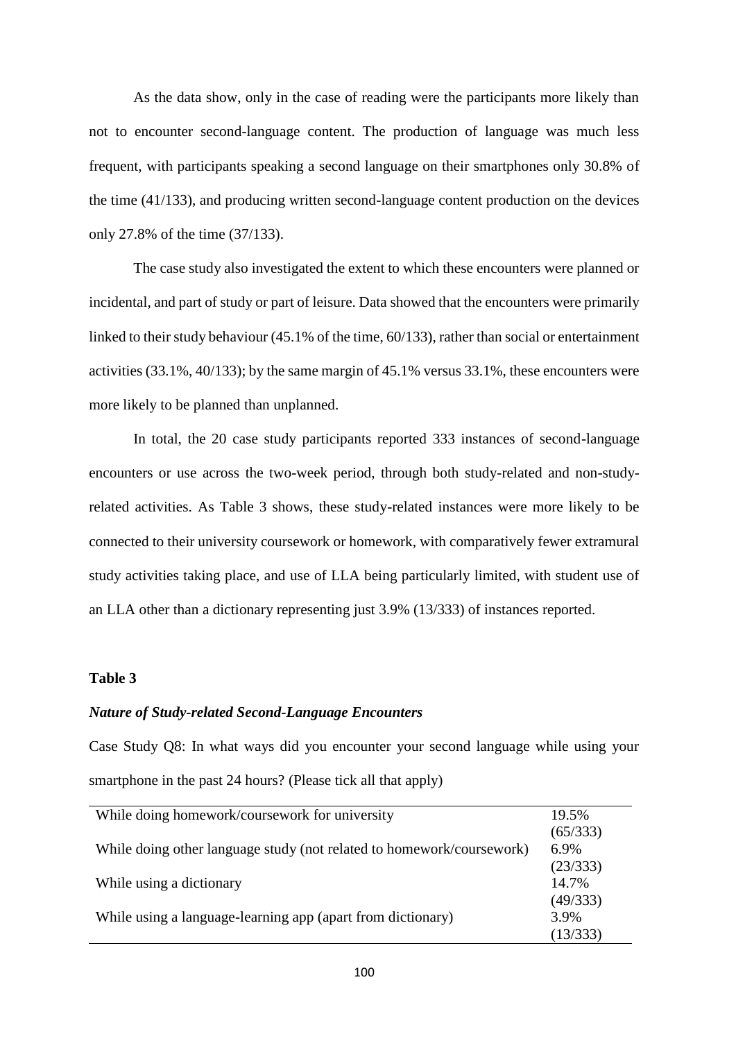As the data show, only in the case of reading were the participants more likely than not to encounter second-language content. The production of language was much less frequent, with participants speaking a second language on their smartphones only 30.8% of the time (41/133), and producing written second-language content production on the devices only 27.8% of the time (37/133).

The case study also investigated the extent to which these encounters were planned or incidental, and part of study or part of leisure. Data showed that the encounters were primarily linked to their study behaviour (45.1% of the time, 60/133), rather than social or entertainment activities (33.1%, 40/133); by the same margin of 45.1% versus 33.1%, these encounters were more likely to be planned than unplanned.

In total, the 20 case study participants reported 333 instances of second-language encounters or use across the two-week period, through both study-related and non-study-related activities. As Table 3 shows, these study-related instances were more likely to be connected to their university coursework or homework, with comparatively fewer extramural study activities taking place, and use of LLA being particularly limited, with student use of an LLA other than a dictionary representing just 3.9% (13/333) of instances reported.

**Table 3**

***Nature of Study-related Second-Language Encounters***

Case Study Q8: In what ways did you encounter your second language while using your smartphone in the past 24 hours? (Please tick all that apply)

| | |
|---|---|
| While doing homework/coursework for university | 19.5% (65/333) |
| While doing other language study (not related to homework/coursework) | 6.9% (23/333) |
| While using a dictionary | 14.7% (49/333) |
| While using a language-learning app (apart from dictionary) | 3.9% (13/333) |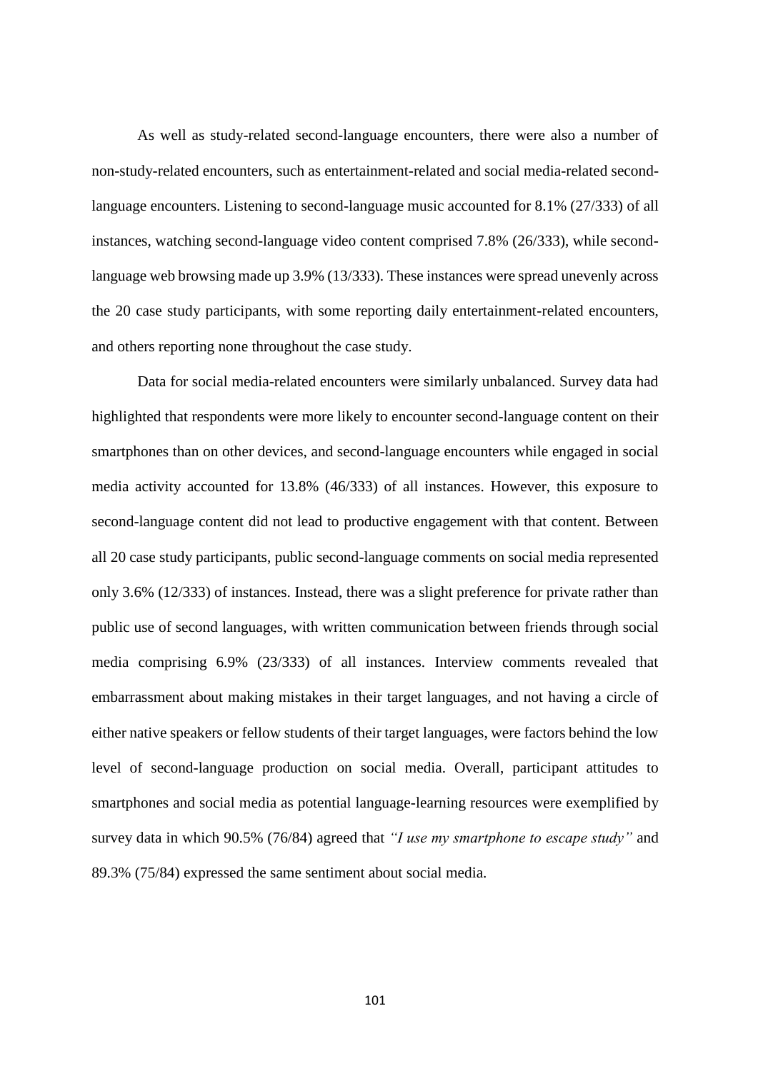As well as study-related second-language encounters, there were also a number of non-study-related encounters, such as entertainment-related and social media-related second-language encounters. Listening to second-language music accounted for 8.1% (27/333) of all instances, watching second-language video content comprised 7.8% (26/333), while second-language web browsing made up 3.9% (13/333). These instances were spread unevenly across the 20 case study participants, with some reporting daily entertainment-related encounters, and others reporting none throughout the case study.

Data for social media-related encounters were similarly unbalanced. Survey data had highlighted that respondents were more likely to encounter second-language content on their smartphones than on other devices, and second-language encounters while engaged in social media activity accounted for 13.8% (46/333) of all instances. However, this exposure to second-language content did not lead to productive engagement with that content. Between all 20 case study participants, public second-language comments on social media represented only 3.6% (12/333) of instances. Instead, there was a slight preference for private rather than public use of second languages, with written communication between friends through social media comprising 6.9% (23/333) of all instances. Interview comments revealed that embarrassment about making mistakes in their target languages, and not having a circle of either native speakers or fellow students of their target languages, were factors behind the low level of second-language production on social media. Overall, participant attitudes to smartphones and social media as potential language-learning resources were exemplified by survey data in which 90.5% (76/84) agreed that *"I use my smartphone to escape study"* and 89.3% (75/84) expressed the same sentiment about social media.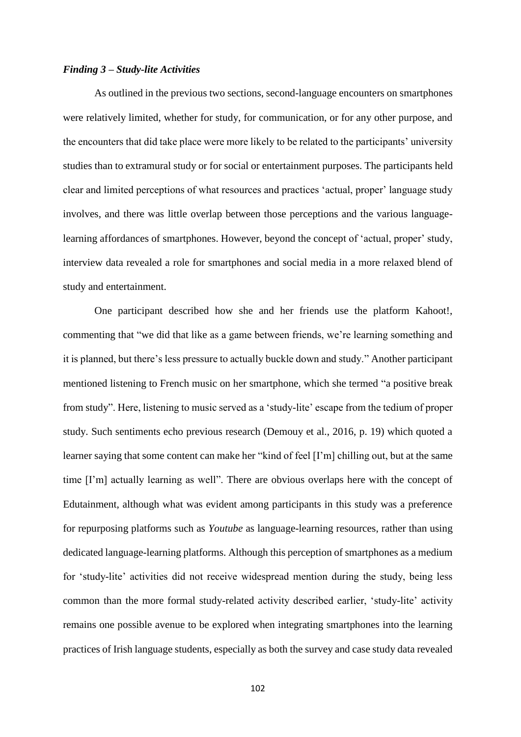*Finding 3 – Study-lite Activities*

As outlined in the previous two sections, second-language encounters on smartphones were relatively limited, whether for study, for communication, or for any other purpose, and the encounters that did take place were more likely to be related to the participants' university studies than to extramural study or for social or entertainment purposes. The participants held clear and limited perceptions of what resources and practices 'actual, proper' language study involves, and there was little overlap between those perceptions and the various language-learning affordances of smartphones. However, beyond the concept of 'actual, proper' study, interview data revealed a role for smartphones and social media in a more relaxed blend of study and entertainment.

One participant described how she and her friends use the platform Kahoot!, commenting that "we did that like as a game between friends, we're learning something and it is planned, but there's less pressure to actually buckle down and study." Another participant mentioned listening to French music on her smartphone, which she termed "a positive break from study". Here, listening to music served as a 'study-lite' escape from the tedium of proper study. Such sentiments echo previous research (Demouy et al., 2016, p. 19) which quoted a learner saying that some content can make her "kind of feel [I'm] chilling out, but at the same time [I'm] actually learning as well". There are obvious overlaps here with the concept of Edutainment, although what was evident among participants in this study was a preference for repurposing platforms such as *Youtube* as language-learning resources, rather than using dedicated language-learning platforms. Although this perception of smartphones as a medium for 'study-lite' activities did not receive widespread mention during the study, being less common than the more formal study-related activity described earlier, 'study-lite' activity remains one possible avenue to be explored when integrating smartphones into the learning practices of Irish language students, especially as both the survey and case study data revealed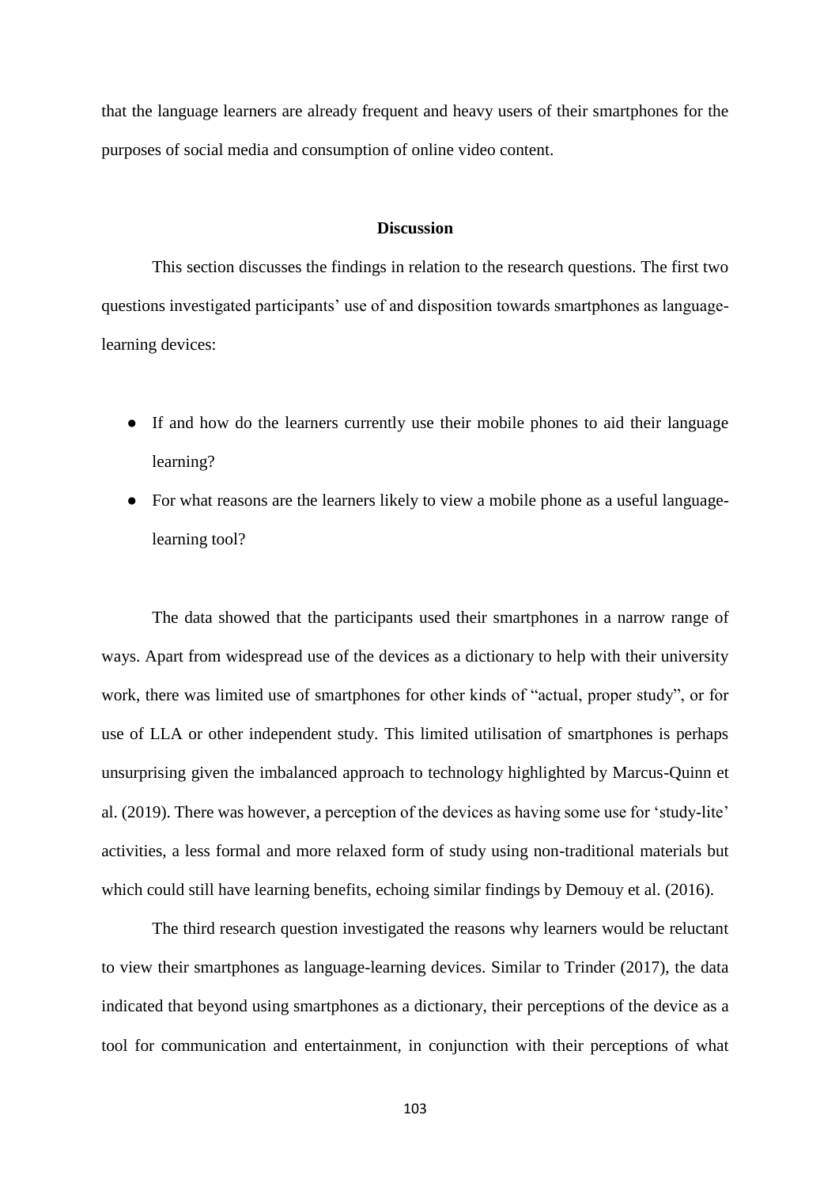that the language learners are already frequent and heavy users of their smartphones for the purposes of social media and consumption of online video content.

## Discussion

This section discusses the findings in relation to the research questions. The first two questions investigated participants' use of and disposition towards smartphones as language-learning devices:

- If and how do the learners currently use their mobile phones to aid their language learning?
- For what reasons are the learners likely to view a mobile phone as a useful language-learning tool?

The data showed that the participants used their smartphones in a narrow range of ways. Apart from widespread use of the devices as a dictionary to help with their university work, there was limited use of smartphones for other kinds of "actual, proper study", or for use of LLA or other independent study. This limited utilisation of smartphones is perhaps unsurprising given the imbalanced approach to technology highlighted by Marcus-Quinn et al. (2019). There was however, a perception of the devices as having some use for 'study-lite' activities, a less formal and more relaxed form of study using non-traditional materials but which could still have learning benefits, echoing similar findings by Demouy et al. (2016).

The third research question investigated the reasons why learners would be reluctant to view their smartphones as language-learning devices. Similar to Trinder (2017), the data indicated that beyond using smartphones as a dictionary, their perceptions of the device as a tool for communication and entertainment, in conjunction with their perceptions of what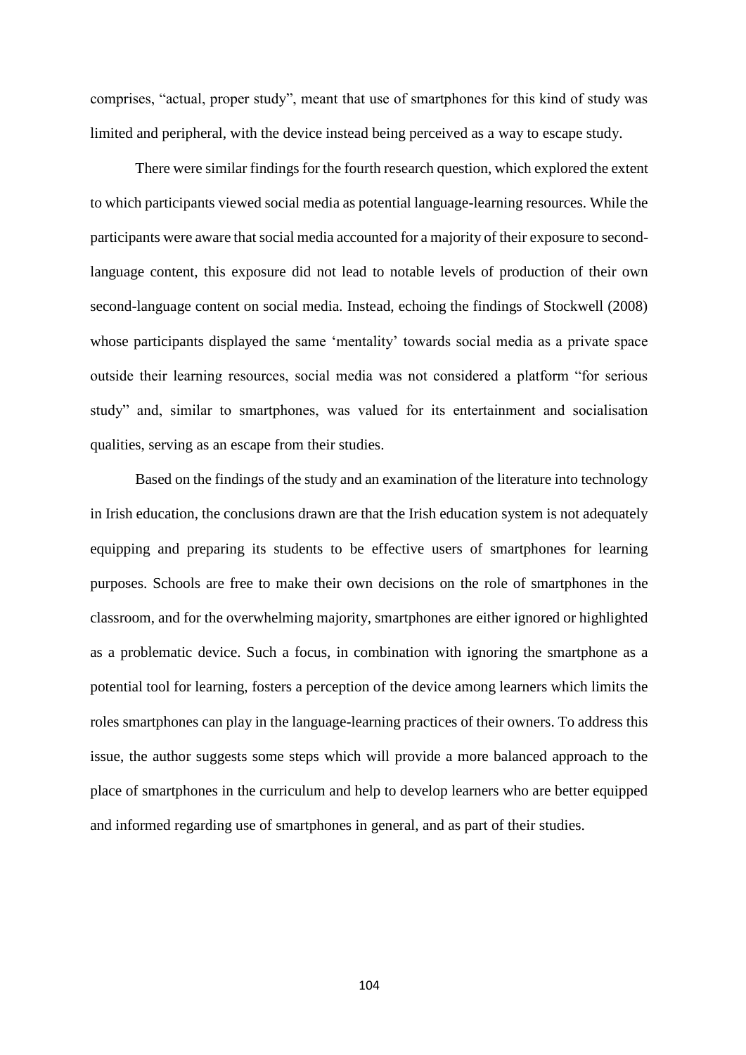comprises, "actual, proper study", meant that use of smartphones for this kind of study was limited and peripheral, with the device instead being perceived as a way to escape study.

There were similar findings for the fourth research question, which explored the extent to which participants viewed social media as potential language-learning resources. While the participants were aware that social media accounted for a majority of their exposure to second-language content, this exposure did not lead to notable levels of production of their own second-language content on social media. Instead, echoing the findings of Stockwell (2008) whose participants displayed the same 'mentality' towards social media as a private space outside their learning resources, social media was not considered a platform "for serious study" and, similar to smartphones, was valued for its entertainment and socialisation qualities, serving as an escape from their studies.

Based on the findings of the study and an examination of the literature into technology in Irish education, the conclusions drawn are that the Irish education system is not adequately equipping and preparing its students to be effective users of smartphones for learning purposes. Schools are free to make their own decisions on the role of smartphones in the classroom, and for the overwhelming majority, smartphones are either ignored or highlighted as a problematic device. Such a focus, in combination with ignoring the smartphone as a potential tool for learning, fosters a perception of the device among learners which limits the roles smartphones can play in the language-learning practices of their owners. To address this issue, the author suggests some steps which will provide a more balanced approach to the place of smartphones in the curriculum and help to develop learners who are better equipped and informed regarding use of smartphones in general, and as part of their studies.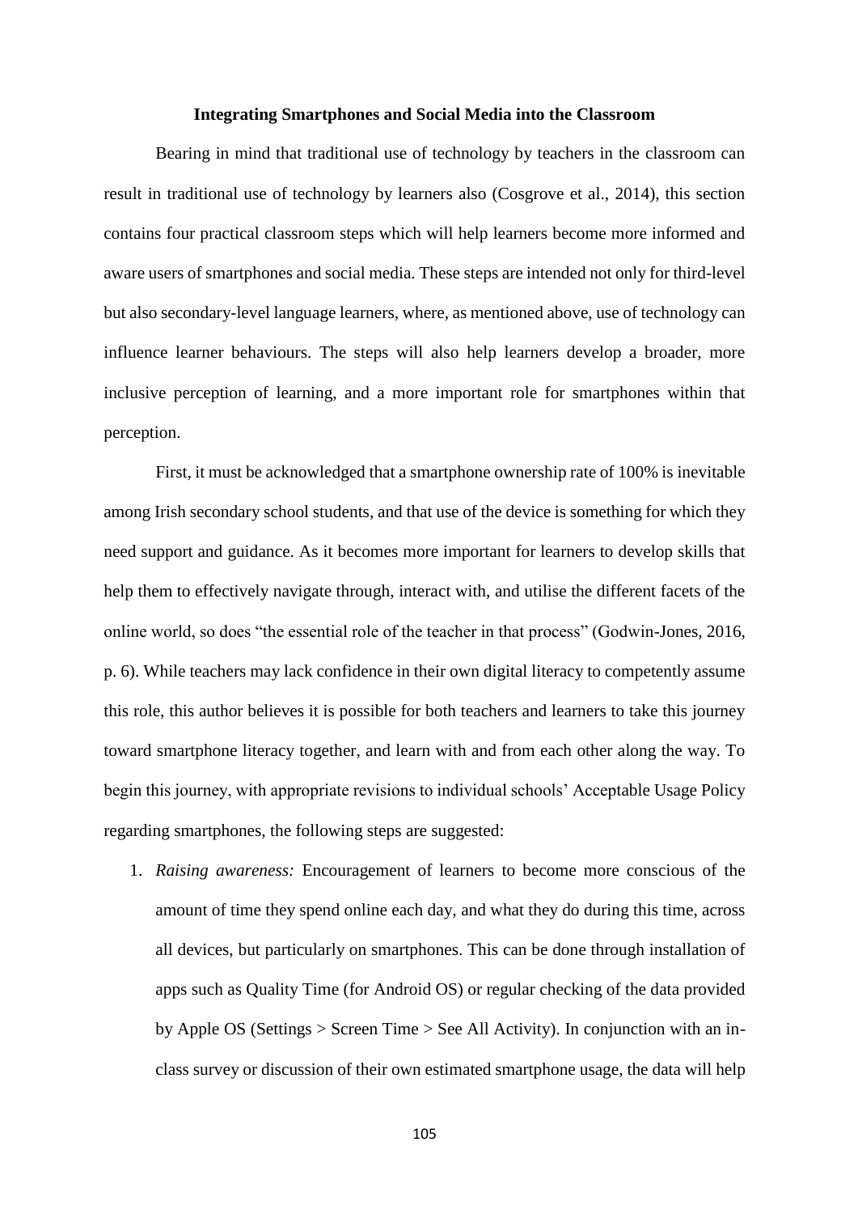## Integrating Smartphones and Social Media into the Classroom

Bearing in mind that traditional use of technology by teachers in the classroom can result in traditional use of technology by learners also (Cosgrove et al., 2014), this section contains four practical classroom steps which will help learners become more informed and aware users of smartphones and social media. These steps are intended not only for third-level but also secondary-level language learners, where, as mentioned above, use of technology can influence learner behaviours. The steps will also help learners develop a broader, more inclusive perception of learning, and a more important role for smartphones within that perception.

First, it must be acknowledged that a smartphone ownership rate of 100% is inevitable among Irish secondary school students, and that use of the device is something for which they need support and guidance. As it becomes more important for learners to develop skills that help them to effectively navigate through, interact with, and utilise the different facets of the online world, so does "the essential role of the teacher in that process" (Godwin-Jones, 2016, p. 6). While teachers may lack confidence in their own digital literacy to competently assume this role, this author believes it is possible for both teachers and learners to take this journey toward smartphone literacy together, and learn with and from each other along the way. To begin this journey, with appropriate revisions to individual schools' Acceptable Usage Policy regarding smartphones, the following steps are suggested:

1. *Raising awareness:* Encouragement of learners to become more conscious of the amount of time they spend online each day, and what they do during this time, across all devices, but particularly on smartphones. This can be done through installation of apps such as Quality Time (for Android OS) or regular checking of the data provided by Apple OS (Settings > Screen Time > See All Activity). In conjunction with an in-class survey or discussion of their own estimated smartphone usage, the data will help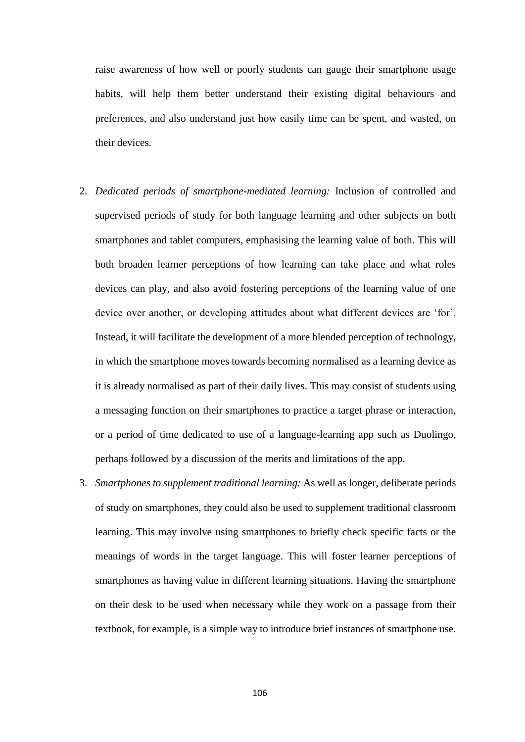raise awareness of how well or poorly students can gauge their smartphone usage habits, will help them better understand their existing digital behaviours and preferences, and also understand just how easily time can be spent, and wasted, on their devices.

2. *Dedicated periods of smartphone-mediated learning:* Inclusion of controlled and supervised periods of study for both language learning and other subjects on both smartphones and tablet computers, emphasising the learning value of both. This will both broaden learner perceptions of how learning can take place and what roles devices can play, and also avoid fostering perceptions of the learning value of one device over another, or developing attitudes about what different devices are 'for'. Instead, it will facilitate the development of a more blended perception of technology, in which the smartphone moves towards becoming normalised as a learning device as it is already normalised as part of their daily lives. This may consist of students using a messaging function on their smartphones to practice a target phrase or interaction, or a period of time dedicated to use of a language-learning app such as Duolingo, perhaps followed by a discussion of the merits and limitations of the app.
3. *Smartphones to supplement traditional learning:* As well as longer, deliberate periods of study on smartphones, they could also be used to supplement traditional classroom learning. This may involve using smartphones to briefly check specific facts or the meanings of words in the target language. This will foster learner perceptions of smartphones as having value in different learning situations. Having the smartphone on their desk to be used when necessary while they work on a passage from their textbook, for example, is a simple way to introduce brief instances of smartphone use.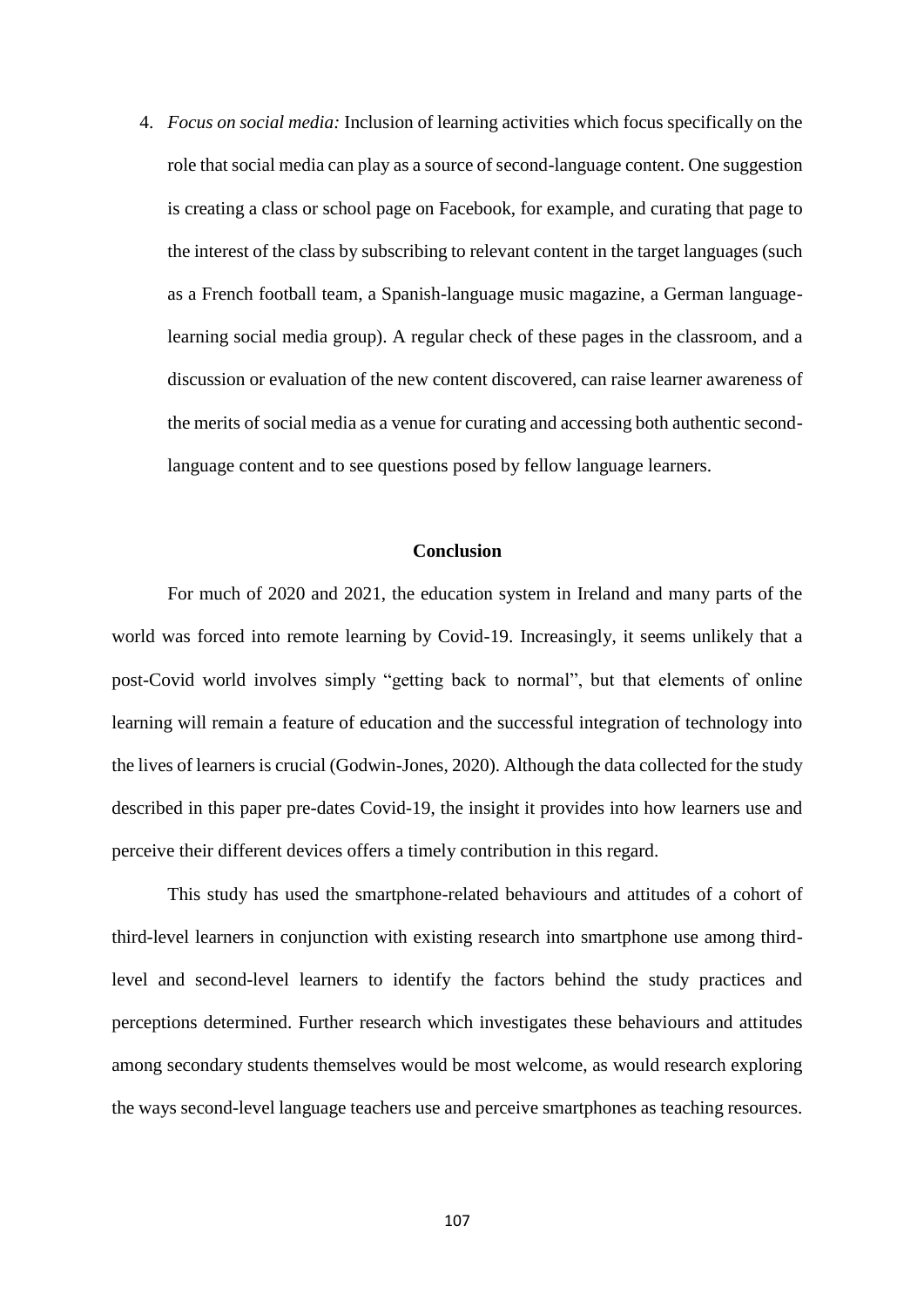4. *Focus on social media:* Inclusion of learning activities which focus specifically on the role that social media can play as a source of second-language content. One suggestion is creating a class or school page on Facebook, for example, and curating that page to the interest of the class by subscribing to relevant content in the target languages (such as a French football team, a Spanish-language music magazine, a German language-learning social media group). A regular check of these pages in the classroom, and a discussion or evaluation of the new content discovered, can raise learner awareness of the merits of social media as a venue for curating and accessing both authentic second-language content and to see questions posed by fellow language learners.

## Conclusion

For much of 2020 and 2021, the education system in Ireland and many parts of the world was forced into remote learning by Covid-19. Increasingly, it seems unlikely that a post-Covid world involves simply "getting back to normal", but that elements of online learning will remain a feature of education and the successful integration of technology into the lives of learners is crucial (Godwin-Jones, 2020). Although the data collected for the study described in this paper pre-dates Covid-19, the insight it provides into how learners use and perceive their different devices offers a timely contribution in this regard.

This study has used the smartphone-related behaviours and attitudes of a cohort of third-level learners in conjunction with existing research into smartphone use among third-level and second-level learners to identify the factors behind the study practices and perceptions determined. Further research which investigates these behaviours and attitudes among secondary students themselves would be most welcome, as would research exploring the ways second-level language teachers use and perceive smartphones as teaching resources.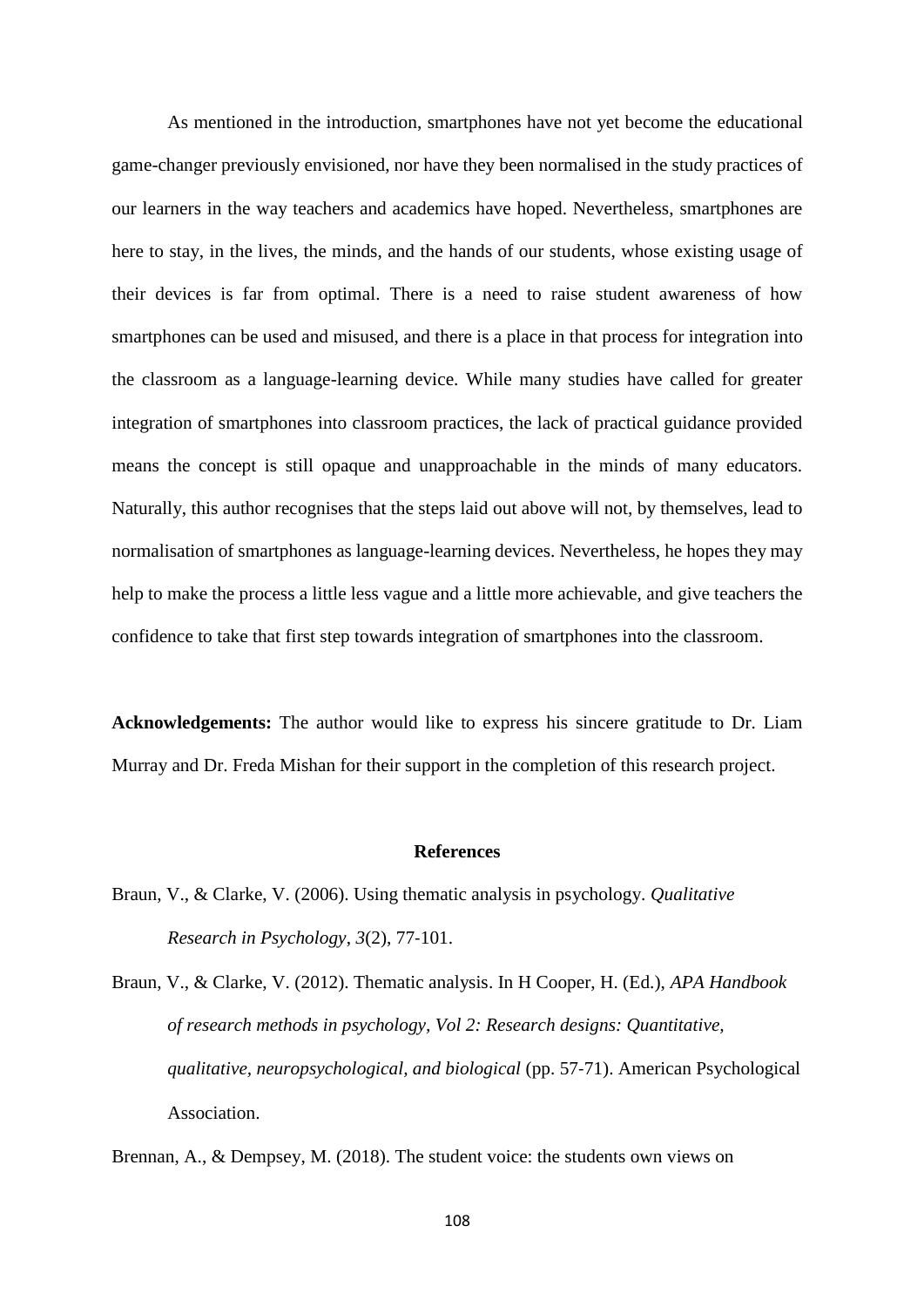As mentioned in the introduction, smartphones have not yet become the educational game-changer previously envisioned, nor have they been normalised in the study practices of our learners in the way teachers and academics have hoped. Nevertheless, smartphones are here to stay, in the lives, the minds, and the hands of our students, whose existing usage of their devices is far from optimal. There is a need to raise student awareness of how smartphones can be used and misused, and there is a place in that process for integration into the classroom as a language-learning device. While many studies have called for greater integration of smartphones into classroom practices, the lack of practical guidance provided means the concept is still opaque and unapproachable in the minds of many educators. Naturally, this author recognises that the steps laid out above will not, by themselves, lead to normalisation of smartphones as language-learning devices. Nevertheless, he hopes they may help to make the process a little less vague and a little more achievable, and give teachers the confidence to take that first step towards integration of smartphones into the classroom.

**Acknowledgements:** The author would like to express his sincere gratitude to Dr. Liam Murray and Dr. Freda Mishan for their support in the completion of this research project.

## References

Braun, V., & Clarke, V. (2006). Using thematic analysis in psychology. *Qualitative Research in Psychology*, *3*(2), 77-101.

Braun, V., & Clarke, V. (2012). Thematic analysis. In H Cooper, H. (Ed.), *APA Handbook of research methods in psychology, Vol 2: Research designs: Quantitative, qualitative, neuropsychological, and biological* (pp. 57-71). American Psychological Association.

Brennan, A., & Dempsey, M. (2018). The student voice: the students own views on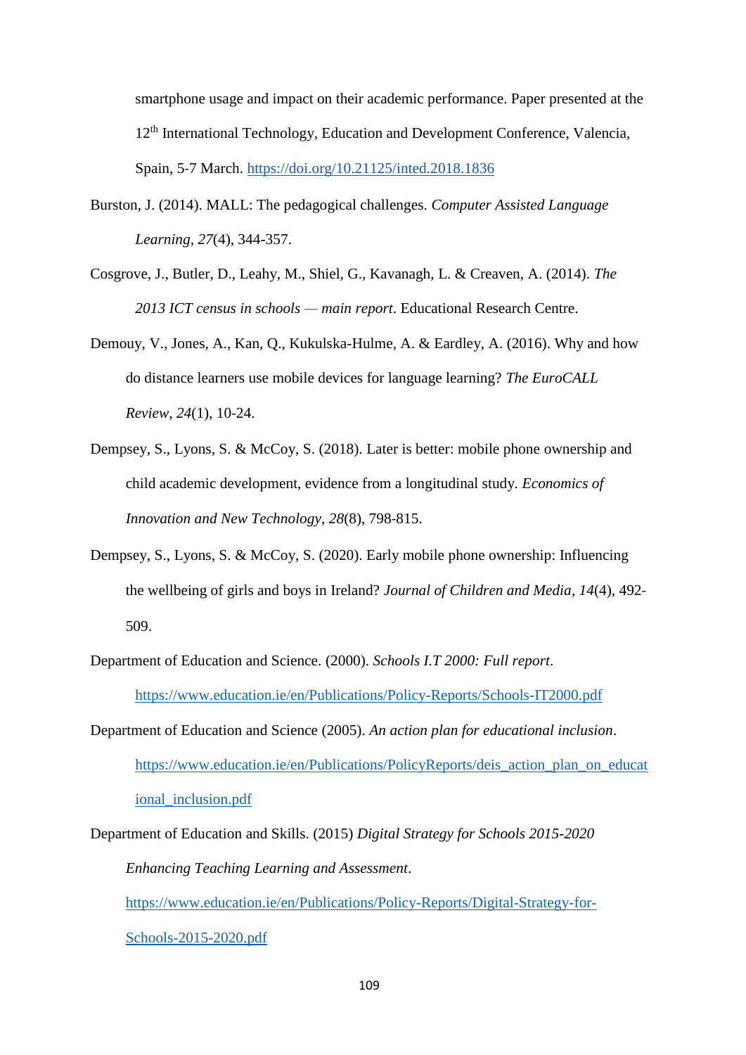smartphone usage and impact on their academic performance. Paper presented at the 12th International Technology, Education and Development Conference, Valencia, Spain, 5-7 March. https://doi.org/10.21125/inted.2018.1836

Burston, J. (2014). MALL: The pedagogical challenges. *Computer Assisted Language Learning, 27*(4), 344-357.

Cosgrove, J., Butler, D., Leahy, M., Shiel, G., Kavanagh, L. & Creaven, A. (2014). *The 2013 ICT census in schools — main report*. Educational Research Centre.

Demouy, V., Jones, A., Kan, Q., Kukulska-Hulme, A. & Eardley, A. (2016). Why and how do distance learners use mobile devices for language learning? *The EuroCALL Review*, *24*(1), 10-24.

Dempsey, S., Lyons, S. & McCoy, S. (2018). Later is better: mobile phone ownership and child academic development, evidence from a longitudinal study. *Economics of Innovation and New Technology*, *28*(8), 798-815.

Dempsey, S., Lyons, S. & McCoy, S. (2020). Early mobile phone ownership: Influencing the wellbeing of girls and boys in Ireland? *Journal of Children and Media*, *14*(4), 492-509.

Department of Education and Science. (2000). *Schools I.T 2000: Full report*. https://www.education.ie/en/Publications/Policy-Reports/Schools-IT2000.pdf

Department of Education and Science (2005). *An action plan for educational inclusion*. https://www.education.ie/en/Publications/PolicyReports/deis_action_plan_on_educational_inclusion.pdf

Department of Education and Skills. (2015) *Digital Strategy for Schools 2015-2020 Enhancing Teaching Learning and Assessment*. https://www.education.ie/en/Publications/Policy-Reports/Digital-Strategy-for-Schools-2015-2020.pdf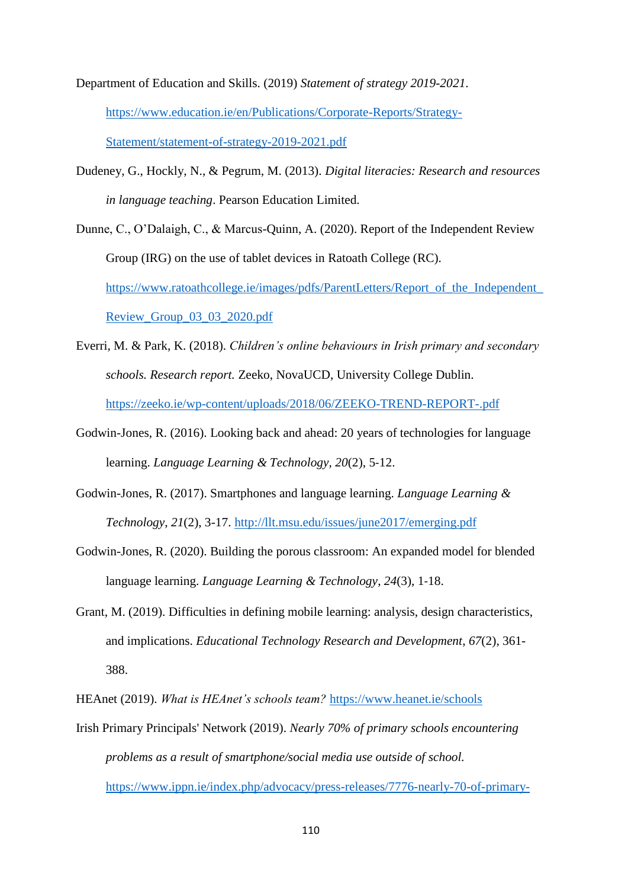Department of Education and Skills. (2019) *Statement of strategy 2019-2021*. https://www.education.ie/en/Publications/Corporate-Reports/Strategy-Statement/statement-of-strategy-2019-2021.pdf

Dudeney, G., Hockly, N., & Pegrum, M. (2013). *Digital literacies: Research and resources in language teaching*. Pearson Education Limited.

Dunne, C., O'Dalaigh, C., & Marcus-Quinn, A. (2020). Report of the Independent Review Group (IRG) on the use of tablet devices in Ratoath College (RC). https://www.ratoathcollege.ie/images/pdfs/ParentLetters/Report_of_the_Independent_Review_Group_03_03_2020.pdf

Everri, M. & Park, K. (2018). *Children's online behaviours in Irish primary and secondary schools. Research report.* Zeeko, NovaUCD, University College Dublin. https://zeeko.ie/wp-content/uploads/2018/06/ZEEKO-TREND-REPORT-.pdf

Godwin-Jones, R. (2016). Looking back and ahead: 20 years of technologies for language learning. *Language Learning & Technology*, *20*(2), 5-12.

Godwin-Jones, R. (2017). Smartphones and language learning. *Language Learning & Technology*, *21*(2), 3-17. http://llt.msu.edu/issues/june2017/emerging.pdf

Godwin-Jones, R. (2020). Building the porous classroom: An expanded model for blended language learning. *Language Learning & Technology*, *24*(3), 1-18.

Grant, M. (2019). Difficulties in defining mobile learning: analysis, design characteristics, and implications. *Educational Technology Research and Development*, *67*(2), 361-388.

HEAnet (2019). *What is HEAnet's schools team?* https://www.heanet.ie/schools

Irish Primary Principals' Network (2019). *Nearly 70% of primary schools encountering problems as a result of smartphone/social media use outside of school.* https://www.ippn.ie/index.php/advocacy/press-releases/7776-nearly-70-of-primary-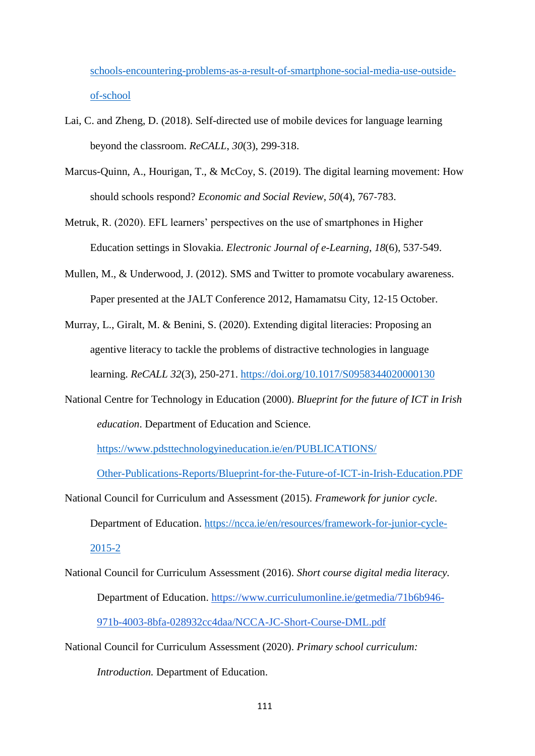schools-encountering-problems-as-a-result-of-smartphone-social-media-use-outside-of-school

Lai, C. and Zheng, D. (2018). Self-directed use of mobile devices for language learning beyond the classroom. *ReCALL*, *30*(3), 299-318.

Marcus-Quinn, A., Hourigan, T., & McCoy, S. (2019). The digital learning movement: How should schools respond? *Economic and Social Review*, *50*(4), 767-783.

Metruk, R. (2020). EFL learners' perspectives on the use of smartphones in Higher Education settings in Slovakia. *Electronic Journal of e-Learning*, *18*(6), 537-549.

Mullen, M., & Underwood, J. (2012). SMS and Twitter to promote vocabulary awareness. Paper presented at the JALT Conference 2012, Hamamatsu City, 12-15 October.

Murray, L., Giralt, M. & Benini, S. (2020). Extending digital literacies: Proposing an agentive literacy to tackle the problems of distractive technologies in language learning. *ReCALL 32*(3), 250-271. https://doi.org/10.1017/S0958344020000130

National Centre for Technology in Education (2000). *Blueprint for the future of ICT in Irish education*. Department of Education and Science. https://www.pdsttechnologyineducation.ie/en/PUBLICATIONS/Other-Publications-Reports/Blueprint-for-the-Future-of-ICT-in-Irish-Education.PDF

National Council for Curriculum and Assessment (2015). *Framework for junior cycle*. Department of Education. https://ncca.ie/en/resources/framework-for-junior-cycle-2015-2

National Council for Curriculum Assessment (2016). *Short course digital media literacy*. Department of Education. https://www.curriculumonline.ie/getmedia/71b6b946-971b-4003-8bfa-028932cc4daa/NCCA-JC-Short-Course-DML.pdf

National Council for Curriculum Assessment (2020). *Primary school curriculum: Introduction.* Department of Education.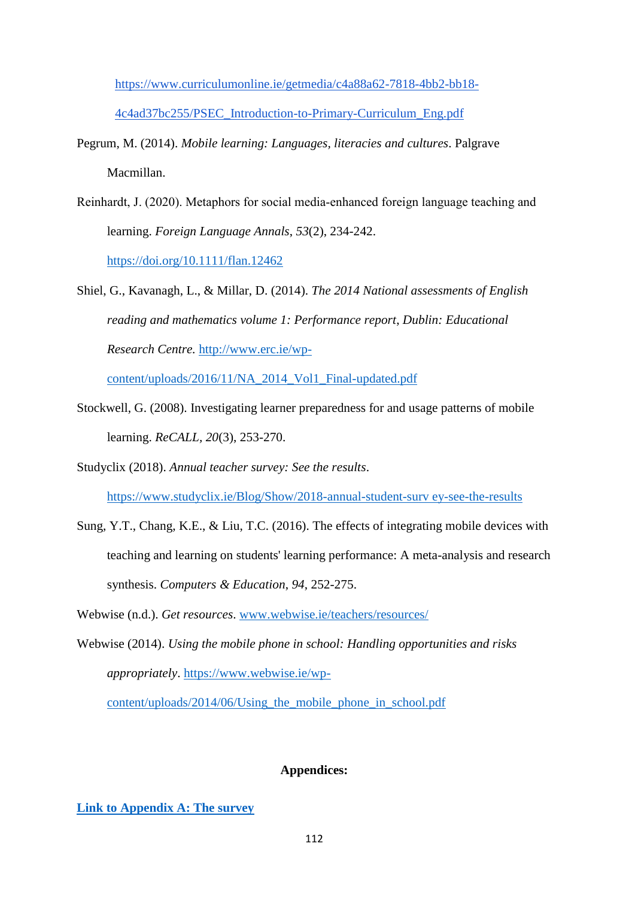https://www.curriculumonline.ie/getmedia/c4a88a62-7818-4bb2-bb18-4c4ad37bc255/PSEC_Introduction-to-Primary-Curriculum_Eng.pdf

Pegrum, M. (2014). *Mobile learning: Languages, literacies and cultures*. Palgrave Macmillan.

Reinhardt, J. (2020). Metaphors for social media-enhanced foreign language teaching and learning. *Foreign Language Annals*, *53*(2), 234-242. https://doi.org/10.1111/flan.12462

Shiel, G., Kavanagh, L., & Millar, D. (2014). *The 2014 National assessments of English reading and mathematics volume 1: Performance report*, *Dublin: Educational Research Centre.* http://www.erc.ie/wp-content/uploads/2016/11/NA_2014_Vol1_Final-updated.pdf

Stockwell, G. (2008). Investigating learner preparedness for and usage patterns of mobile learning. *ReCALL*, *20*(3), 253-270.

Studyclix (2018). *Annual teacher survey: See the results*. https://www.studyclix.ie/Blog/Show/2018-annual-student-surv ey-see-the-results

Sung, Y.T., Chang, K.E., & Liu, T.C. (2016). The effects of integrating mobile devices with teaching and learning on students' learning performance: A meta-analysis and research synthesis. *Computers & Education*, *94*, 252-275.

Webwise (n.d.). *Get resources*. www.webwise.ie/teachers/resources/

Webwise (2014). *Using the mobile phone in school: Handling opportunities and risks appropriately*. https://www.webwise.ie/wp-content/uploads/2014/06/Using_the_mobile_phone_in_school.pdf

**Appendices:**

**Link to Appendix A: The survey**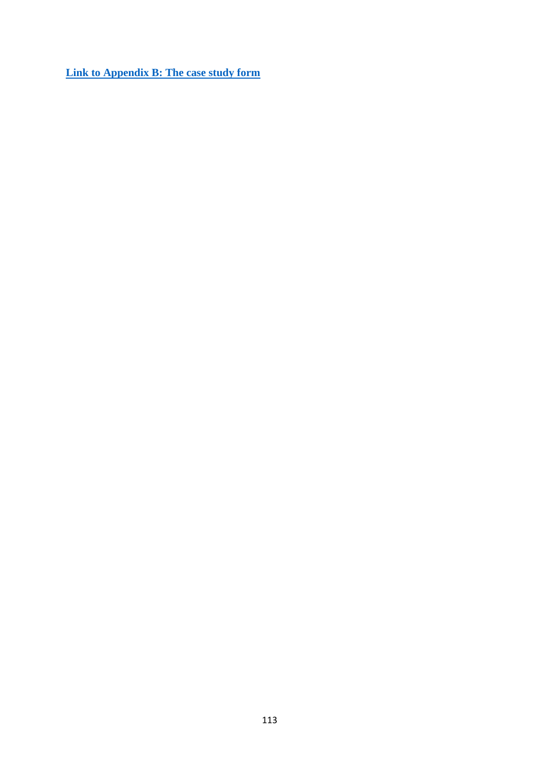[**Link to Appendix B: The case study form**]